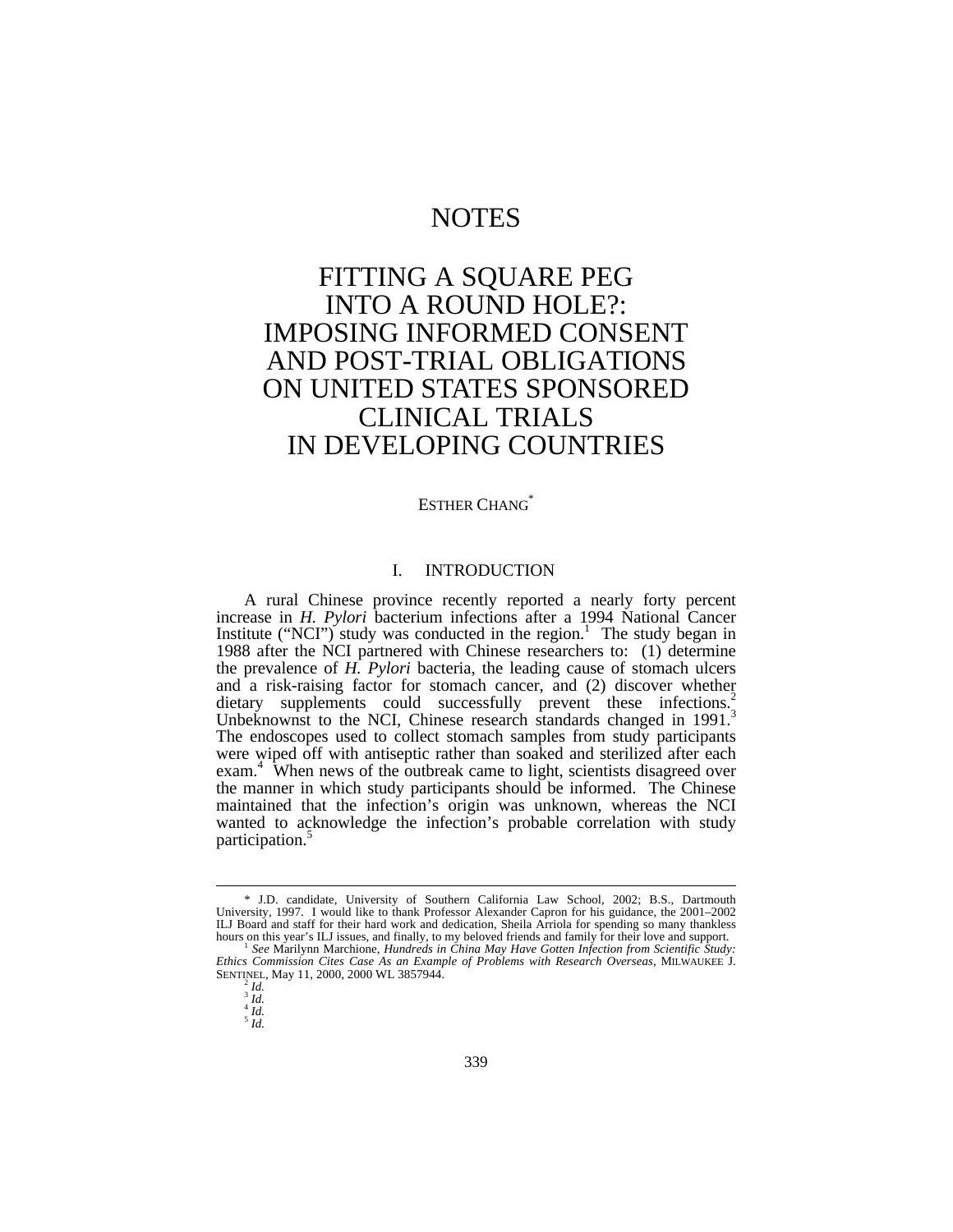# NOTES

# FITTING A SQUARE PEG INTO A ROUND HOLE?: IMPOSING INFORMED CONSENT AND POST-TRIAL OBLIGATIONS ON UNITED STATES SPONSORED CLINICAL TRIALS IN DEVELOPING COUNTRIES

ESTHER CHANG*

## I. INTRODUCTION

A rural Chinese province recently reported a nearly forty percent increase in *H. Pylori* bacterium infections after a 1994 National Cancer Institute ("NCI") study was conducted in the region.[1] The study began in 1988 after the NCI partnered with Chinese researchers to: (1) determine the prevalence of *H. Pylori* bacteria, the leading cause of stomach ulcers and a risk-raising factor for stomach cancer, and (2) discover whether dietary supplements could successfully prevent these infections.[2] Unbeknownst to the NCI, Chinese research standards changed in 1991.[3] The endoscopes used to collect stomach samples from study participants were wiped off with antiseptic rather than soaked and sterilized after each exam.[4] When news of the outbreak came to light, scientists disagreed over the manner in which study participants should be informed. The Chinese maintained that the infection's origin was unknown, whereas the NCI wanted to acknowledge the infection's probable correlation with study participation.[5]

---

\* J.D. candidate, University of Southern California Law School, 2002; B.S., Dartmouth University, 1997. I would like to thank Professor Alexander Capron for his guidance, the 2001–2002 ILJ Board and staff for their hard work and dedication, Sheila Arriola for spending so many thankless hours on this year's ILJ issues, and finally, to my beloved friends and family for their love and support.

[1] *See* Marilynn Marchione, *Hundreds in China May Have Gotten Infection from Scientific Study: Ethics Commission Cites Case As an Example of Problems with Research Overseas*, MILWAUKEE J. SENTINEL, May 11, 2000, 2000 WL 3857944.

[2] *Id.*

[3] *Id.*

[4] *Id.*

[5] *Id.*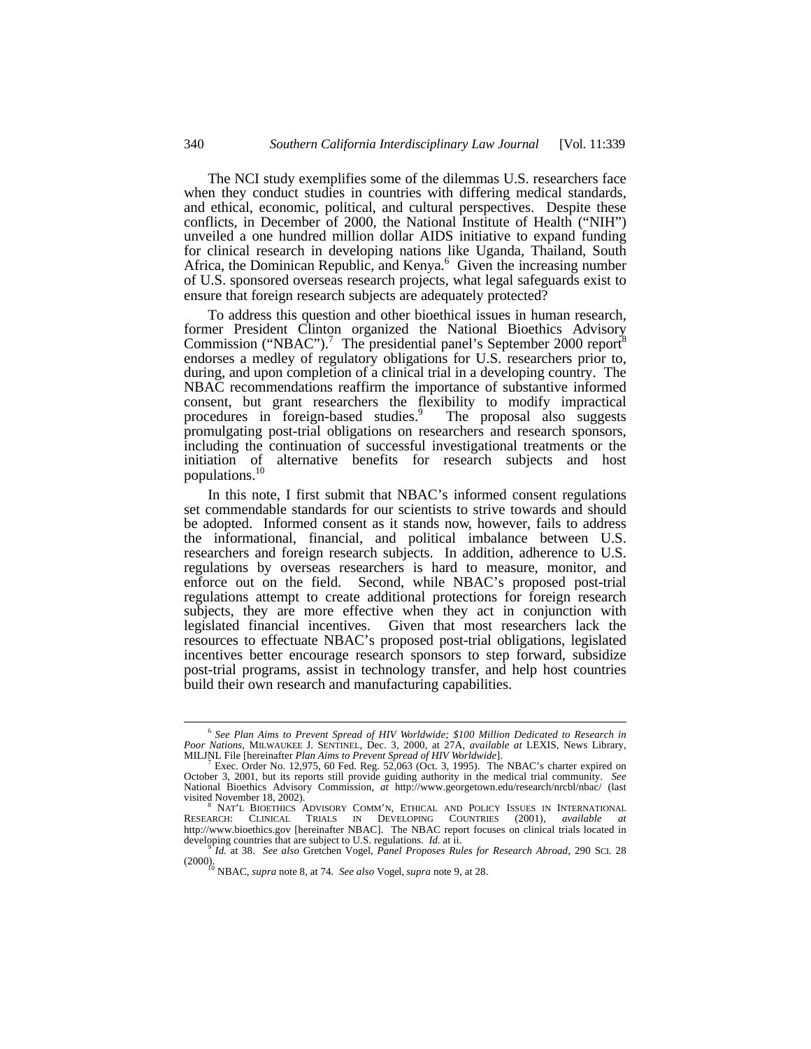The NCI study exemplifies some of the dilemmas U.S. researchers face when they conduct studies in countries with differing medical standards, and ethical, economic, political, and cultural perspectives. Despite these conflicts, in December of 2000, the National Institute of Health ("NIH") unveiled a one hundred million dollar AIDS initiative to expand funding for clinical research in developing nations like Uganda, Thailand, South Africa, the Dominican Republic, and Kenya.[6] Given the increasing number of U.S. sponsored overseas research projects, what legal safeguards exist to ensure that foreign research subjects are adequately protected?

To address this question and other bioethical issues in human research, former President Clinton organized the National Bioethics Advisory Commission ("NBAC").[7] The presidential panel's September 2000 report[8] endorses a medley of regulatory obligations for U.S. researchers prior to, during, and upon completion of a clinical trial in a developing country. The NBAC recommendations reaffirm the importance of substantive informed consent, but grant researchers the flexibility to modify impractical procedures in foreign-based studies.[9] The proposal also suggests promulgating post-trial obligations on researchers and research sponsors, including the continuation of successful investigational treatments or the initiation of alternative benefits for research subjects and host populations.[10]

In this note, I first submit that NBAC's informed consent regulations set commendable standards for our scientists to strive towards and should be adopted. Informed consent as it stands now, however, fails to address the informational, financial, and political imbalance between U.S. researchers and foreign research subjects. In addition, adherence to U.S. regulations by overseas researchers is hard to measure, monitor, and enforce out on the field. Second, while NBAC's proposed post-trial regulations attempt to create additional protections for foreign research subjects, they are more effective when they act in conjunction with legislated financial incentives. Given that most researchers lack the resources to effectuate NBAC's proposed post-trial obligations, legislated incentives better encourage research sponsors to step forward, subsidize post-trial programs, assist in technology transfer, and help host countries build their own research and manufacturing capabilities.

---

[6] *See Plan Aims to Prevent Spread of HIV Worldwide; $100 Million Dedicated to Research in Poor Nations*, MILWAUKEE J. SENTINEL, Dec. 3, 2000, at 27A, *available at* LEXIS, News Library, MILJNL File [hereinafter *Plan Aims to Prevent Spread of HIV Worldwide*].

[7] Exec. Order No. 12,975, 60 Fed. Reg. 52,063 (Oct. 3, 1995). The NBAC's charter expired on October 3, 2001, but its reports still provide guiding authority in the medical trial community. *See* National Bioethics Advisory Commission, *at* http://www.georgetown.edu/research/nrcbl/nbac/ (last visited November 18, 2002).

[8] NAT'L BIOETHICS ADVISORY COMM'N, ETHICAL AND POLICY ISSUES IN INTERNATIONAL RESEARCH: CLINICAL TRIALS IN DEVELOPING COUNTRIES (2001), *available at* http://www.bioethics.gov [hereinafter NBAC]. The NBAC report focuses on clinical trials located in developing countries that are subject to U.S. regulations. *Id.* at ii.

[9] *Id.* at 38. *See also* Gretchen Vogel, *Panel Proposes Rules for Research Abroad*, 290 SCI. 28 (2000).

[10] NBAC, *supra* note 8, at 74. *See also* Vogel, *supra* note 9, at 28.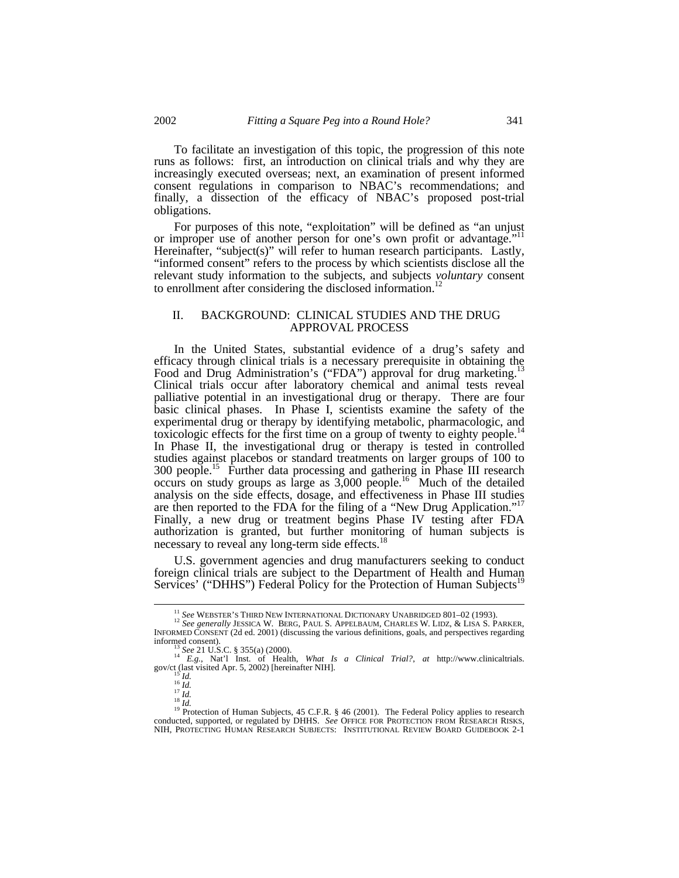To facilitate an investigation of this topic, the progression of this note runs as follows: first, an introduction on clinical trials and why they are increasingly executed overseas; next, an examination of present informed consent regulations in comparison to NBAC's recommendations; and finally, a dissection of the efficacy of NBAC's proposed post-trial obligations.

For purposes of this note, "exploitation" will be defined as "an unjust or improper use of another person for one's own profit or advantage."[11] Hereinafter, "subject(s)" will refer to human research participants. Lastly, "informed consent" refers to the process by which scientists disclose all the relevant study information to the subjects, and subjects *voluntary* consent to enrollment after considering the disclosed information.[12]

## II. BACKGROUND: CLINICAL STUDIES AND THE DRUG APPROVAL PROCESS

In the United States, substantial evidence of a drug's safety and efficacy through clinical trials is a necessary prerequisite in obtaining the Food and Drug Administration's ("FDA") approval for drug marketing.[13] Clinical trials occur after laboratory chemical and animal tests reveal palliative potential in an investigational drug or therapy. There are four basic clinical phases. In Phase I, scientists examine the safety of the experimental drug or therapy by identifying metabolic, pharmacologic, and toxicologic effects for the first time on a group of twenty to eighty people.[14] In Phase II, the investigational drug or therapy is tested in controlled studies against placebos or standard treatments on larger groups of 100 to 300 people.[15] Further data processing and gathering in Phase III research occurs on study groups as large as 3,000 people.[16] Much of the detailed analysis on the side effects, dosage, and effectiveness in Phase III studies are then reported to the FDA for the filing of a "New Drug Application."[17] Finally, a new drug or treatment begins Phase IV testing after FDA authorization is granted, but further monitoring of human subjects is necessary to reveal any long-term side effects.[18]

U.S. government agencies and drug manufacturers seeking to conduct foreign clinical trials are subject to the Department of Health and Human Services' ("DHHS") Federal Policy for the Protection of Human Subjects[19]

---

[11] *See* WEBSTER'S THIRD NEW INTERNATIONAL DICTIONARY UNABRIDGED 801–02 (1993).

[12] *See generally* JESSICA W. BERG, PAUL S. APPELBAUM, CHARLES W. LIDZ, & LISA S. PARKER, INFORMED CONSENT (2d ed. 2001) (discussing the various definitions, goals, and perspectives regarding informed consent).

[13] *See* 21 U.S.C. § 355(a) (2000).

[14] *E.g.*, Nat'l Inst. of Health, *What Is a Clinical Trial?*, *at* http://www.clinicaltrials.gov/ct (last visited Apr. 5, 2002) [hereinafter NIH].

[15] *Id.*

[16] *Id.*

[17] *Id.*

[18] *Id.*

[19] Protection of Human Subjects, 45 C.F.R. § 46 (2001). The Federal Policy applies to research conducted, supported, or regulated by DHHS. *See* OFFICE FOR PROTECTION FROM RESEARCH RISKS, NIH, PROTECTING HUMAN RESEARCH SUBJECTS: INSTITUTIONAL REVIEW BOARD GUIDEBOOK 2-1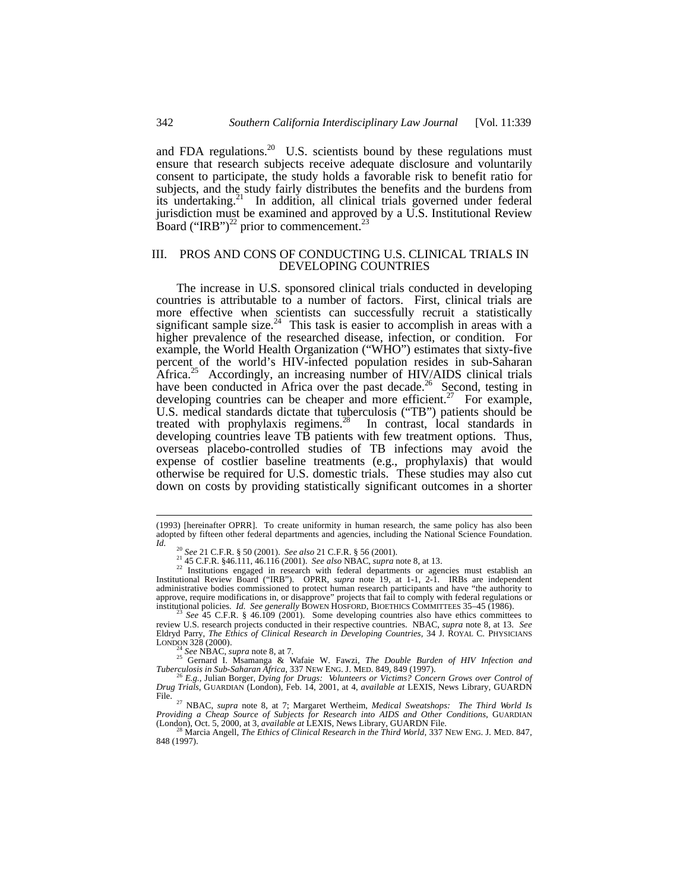and FDA regulations.[20] U.S. scientists bound by these regulations must ensure that research subjects receive adequate disclosure and voluntarily consent to participate, the study holds a favorable risk to benefit ratio for subjects, and the study fairly distributes the benefits and the burdens from its undertaking.[21] In addition, all clinical trials governed under federal jurisdiction must be examined and approved by a U.S. Institutional Review Board ("IRB")[22] prior to commencement.[23]

## III. PROS AND CONS OF CONDUCTING U.S. CLINICAL TRIALS IN DEVELOPING COUNTRIES

The increase in U.S. sponsored clinical trials conducted in developing countries is attributable to a number of factors. First, clinical trials are more effective when scientists can successfully recruit a statistically significant sample size.[24] This task is easier to accomplish in areas with a higher prevalence of the researched disease, infection, or condition. For example, the World Health Organization ("WHO") estimates that sixty-five percent of the world's HIV-infected population resides in sub-Saharan Africa.[25] Accordingly, an increasing number of HIV/AIDS clinical trials have been conducted in Africa over the past decade.[26] Second, testing in developing countries can be cheaper and more efficient.[27] For example, U.S. medical standards dictate that tuberculosis ("TB") patients should be treated with prophylaxis regimens.[28] In contrast, local standards in developing countries leave TB patients with few treatment options. Thus, overseas placebo-controlled studies of TB infections may avoid the expense of costlier baseline treatments (e.g., prophylaxis) that would otherwise be required for U.S. domestic trials. These studies may also cut down on costs by providing statistically significant outcomes in a shorter

---

(1993) [hereinafter OPRR]. To create uniformity in human research, the same policy has also been adopted by fifteen other federal departments and agencies, including the National Science Foundation. *Id.*

[20] *See* 21 C.F.R. § 50 (2001). *See also* 21 C.F.R. § 56 (2001).

[21] 45 C.F.R. §46.111, 46.116 (2001). *See also* NBAC, *supra* note 8, at 13.

[22] Institutions engaged in research with federal departments or agencies must establish an Institutional Review Board ("IRB"). OPRR, *supra* note 19, at 1-1, 2-1. IRBs are independent administrative bodies commissioned to protect human research participants and have "the authority to approve, require modifications in, or disapprove" projects that fail to comply with federal regulations or institutional policies. *Id. See generally* BOWEN HOSFORD, BIOETHICS COMMITTEES 35–45 (1986).

[23] *See* 45 C.F.R. § 46.109 (2001). Some developing countries also have ethics committees to review U.S. research projects conducted in their respective countries. NBAC, *supra* note 8, at 13. *See* Eldryd Parry, *The Ethics of Clinical Research in Developing Countries*, 34 J. ROYAL C. PHYSICIANS LONDON 328 (2000).

[24] *See* NBAC, *supra* note 8, at 7.

[25] Gernard I. Msamanga & Wafaie W. Fawzi, *The Double Burden of HIV Infection and Tuberculosis in Sub-Saharan Africa*, 337 NEW ENG. J. MED. 849, 849 (1997).

[26] *E.g.*, Julian Borger, *Dying for Drugs: Volunteers or Victims? Concern Grows over Control of Drug Trials*, GUARDIAN (London), Feb. 14, 2001, at 4, *available at* LEXIS, News Library, GUARDN File.

[27] NBAC, *supra* note 8, at 7; Margaret Wertheim, *Medical Sweatshops: The Third World Is Providing a Cheap Source of Subjects for Research into AIDS and Other Conditions*, GUARDIAN (London), Oct. 5, 2000, at 3, *available at* LEXIS, News Library, GUARDN File.

[28] Marcia Angell, *The Ethics of Clinical Research in the Third World*, 337 NEW ENG. J. MED. 847, 848 (1997).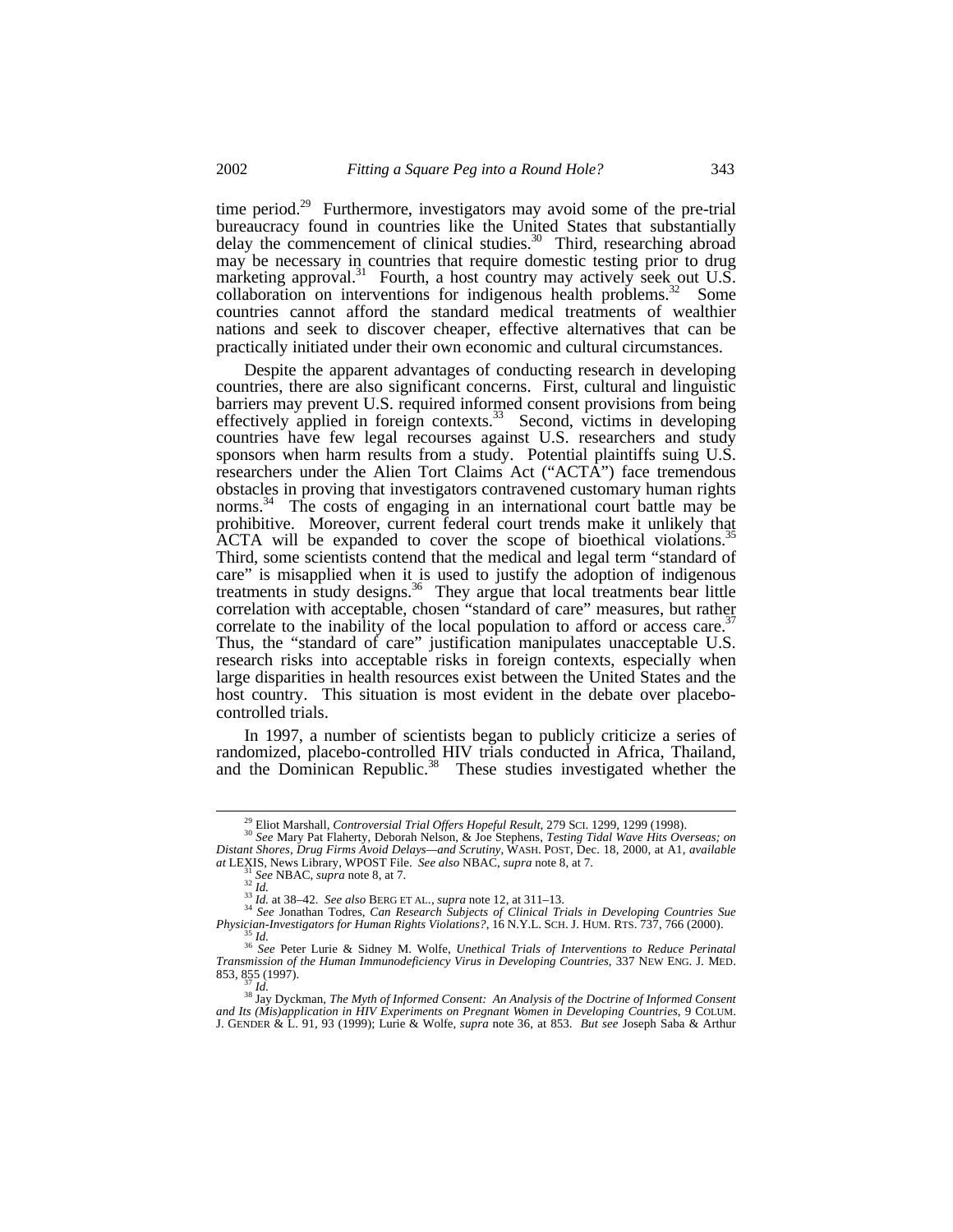time period.[29] Furthermore, investigators may avoid some of the pre-trial bureaucracy found in countries like the United States that substantially delay the commencement of clinical studies.[30] Third, researching abroad may be necessary in countries that require domestic testing prior to drug marketing approval.[31] Fourth, a host country may actively seek out U.S. collaboration on interventions for indigenous health problems.[32] Some countries cannot afford the standard medical treatments of wealthier nations and seek to discover cheaper, effective alternatives that can be practically initiated under their own economic and cultural circumstances.

Despite the apparent advantages of conducting research in developing countries, there are also significant concerns. First, cultural and linguistic barriers may prevent U.S. required informed consent provisions from being effectively applied in foreign contexts.[33] Second, victims in developing countries have few legal recourses against U.S. researchers and study sponsors when harm results from a study. Potential plaintiffs suing U.S. researchers under the Alien Tort Claims Act ("ACTA") face tremendous obstacles in proving that investigators contravened customary human rights norms.[34] The costs of engaging in an international court battle may be prohibitive. Moreover, current federal court trends make it unlikely that ACTA will be expanded to cover the scope of bioethical violations.[35] Third, some scientists contend that the medical and legal term "standard of care" is misapplied when it is used to justify the adoption of indigenous treatments in study designs.[36] They argue that local treatments bear little correlation with acceptable, chosen "standard of care" measures, but rather correlate to the inability of the local population to afford or access care.[37] Thus, the "standard of care" justification manipulates unacceptable U.S. research risks into acceptable risks in foreign contexts, especially when large disparities in health resources exist between the United States and the host country. This situation is most evident in the debate over placebo-controlled trials.

In 1997, a number of scientists began to publicly criticize a series of randomized, placebo-controlled HIV trials conducted in Africa, Thailand, and the Dominican Republic.[38] These studies investigated whether the

---

[29] Eliot Marshall, *Controversial Trial Offers Hopeful Result*, 279 SCI. 1299, 1299 (1998).

[30] *See* Mary Pat Flaherty, Deborah Nelson, & Joe Stephens, *Testing Tidal Wave Hits Overseas; on Distant Shores, Drug Firms Avoid Delays—and Scrutiny*, WASH. POST, Dec. 18, 2000, at A1, *available at* LEXIS, News Library, WPOST File. *See also* NBAC, *supra* note 8, at 7.

[31] *See* NBAC, *supra* note 8, at 7.

[32] *Id.*

[33] *Id.* at 38–42. *See also* BERG ET AL., *supra* note 12, at 311–13.

[34] *See* Jonathan Todres, *Can Research Subjects of Clinical Trials in Developing Countries Sue Physician-Investigators for Human Rights Violations?*, 16 N.Y.L. SCH. J. HUM. RTS. 737, 766 (2000).

[35] *Id.*

[36] *See* Peter Lurie & Sidney M. Wolfe, *Unethical Trials of Interventions to Reduce Perinatal Transmission of the Human Immunodeficiency Virus in Developing Countries*, 337 NEW ENG. J. MED. 853, 855 (1997).

[37] *Id.*

[38] Jay Dyckman, *The Myth of Informed Consent: An Analysis of the Doctrine of Informed Consent and Its (Mis)application in HIV Experiments on Pregnant Women in Developing Countries*, 9 COLUM. J. GENDER & L. 91, 93 (1999); Lurie & Wolfe, *supra* note 36, at 853. *But see* Joseph Saba & Arthur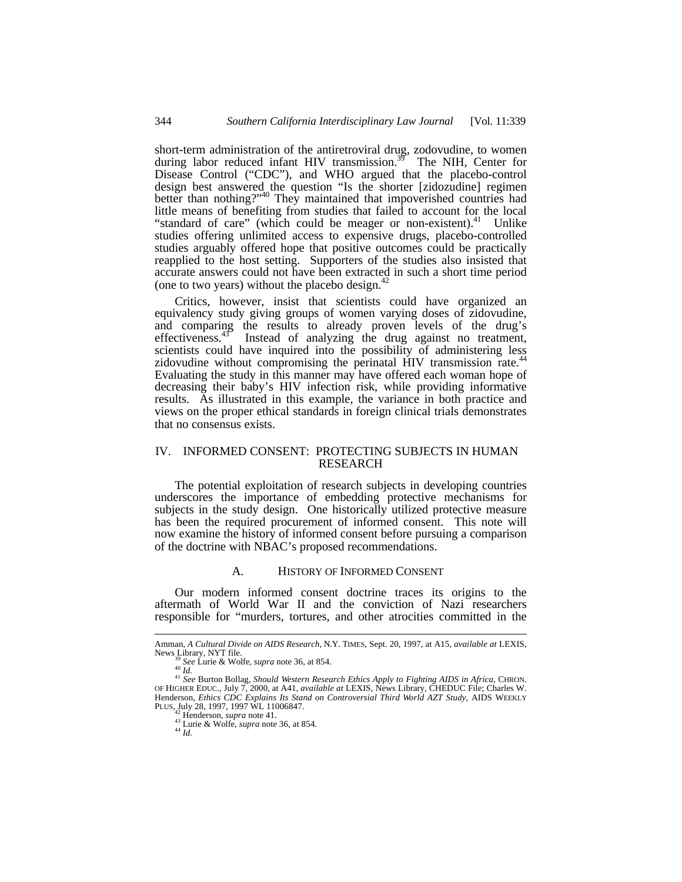short-term administration of the antiretroviral drug, zodovudine, to women during labor reduced infant HIV transmission.[39] The NIH, Center for Disease Control ("CDC"), and WHO argued that the placebo-control design best answered the question "Is the shorter [zidozudine] regimen better than nothing?"[40] They maintained that impoverished countries had little means of benefiting from studies that failed to account for the local "standard of care" (which could be meager or non-existent).[41] Unlike studies offering unlimited access to expensive drugs, placebo-controlled studies arguably offered hope that positive outcomes could be practically reapplied to the host setting. Supporters of the studies also insisted that accurate answers could not have been extracted in such a short time period (one to two years) without the placebo design.[42]

Critics, however, insist that scientists could have organized an equivalency study giving groups of women varying doses of zidovudine, and comparing the results to already proven levels of the drug's effectiveness.[43] Instead of analyzing the drug against no treatment, scientists could have inquired into the possibility of administering less zidovudine without compromising the perinatal HIV transmission rate.[44] Evaluating the study in this manner may have offered each woman hope of decreasing their baby's HIV infection risk, while providing informative results. As illustrated in this example, the variance in both practice and views on the proper ethical standards in foreign clinical trials demonstrates that no consensus exists.

## IV. INFORMED CONSENT: PROTECTING SUBJECTS IN HUMAN RESEARCH

The potential exploitation of research subjects in developing countries underscores the importance of embedding protective mechanisms for subjects in the study design. One historically utilized protective measure has been the required procurement of informed consent. This note will now examine the history of informed consent before pursuing a comparison of the doctrine with NBAC's proposed recommendations.

### A. HISTORY OF INFORMED CONSENT

Our modern informed consent doctrine traces its origins to the aftermath of World War II and the conviction of Nazi researchers responsible for "murders, tortures, and other atrocities committed in the

---

Amman, *A Cultural Divide on AIDS Research*, N.Y. TIMES, Sept. 20, 1997, at A15, *available at* LEXIS, News Library, NYT file.

[39] *See* Lurie & Wolfe, *supra* note 36, at 854.

[40] *Id.*

[41] *See* Burton Bollag, *Should Western Research Ethics Apply to Fighting AIDS in Africa*, CHRON. OF HIGHER EDUC., July 7, 2000, at A41, *available at* LEXIS, News Library, CHEDUC File; Charles W. Henderson, *Ethics CDC Explains Its Stand on Controversial Third World AZT Study*, AIDS WEEKLY PLUS, July 28, 1997, 1997 WL 11006847.

[42] Henderson, *supra* note 41.

[43] Lurie & Wolfe, *supra* note 36, at 854.

[44] *Id.*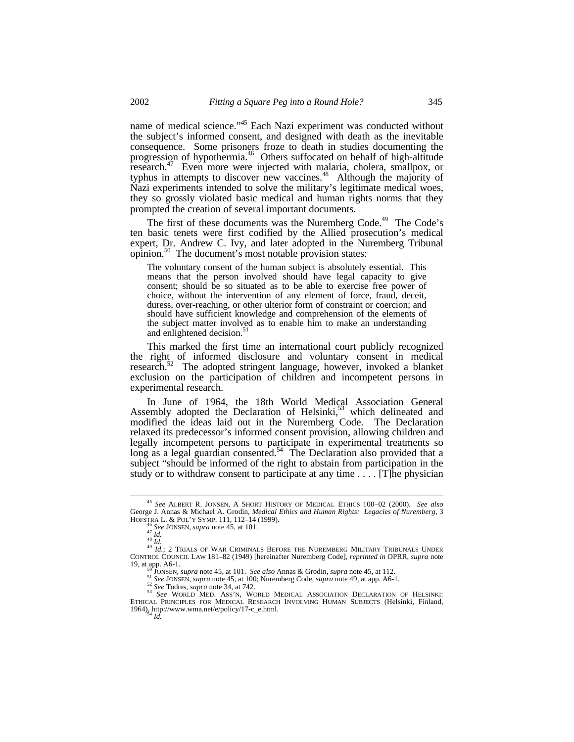name of medical science."[45] Each Nazi experiment was conducted without the subject's informed consent, and designed with death as the inevitable consequence. Some prisoners froze to death in studies documenting the progression of hypothermia.[46] Others suffocated on behalf of high-altitude research.[47] Even more were injected with malaria, cholera, smallpox, or typhus in attempts to discover new vaccines.[48] Although the majority of Nazi experiments intended to solve the military's legitimate medical woes, they so grossly violated basic medical and human rights norms that they prompted the creation of several important documents.

The first of these documents was the Nuremberg Code.[49] The Code's ten basic tenets were first codified by the Allied prosecution's medical expert, Dr. Andrew C. Ivy, and later adopted in the Nuremberg Tribunal opinion.[50] The document's most notable provision states:

> The voluntary consent of the human subject is absolutely essential. This means that the person involved should have legal capacity to give consent; should be so situated as to be able to exercise free power of choice, without the intervention of any element of force, fraud, deceit, duress, over-reaching, or other ulterior form of constraint or coercion; and should have sufficient knowledge and comprehension of the elements of the subject matter involved as to enable him to make an understanding and enlightened decision.[51]

This marked the first time an international court publicly recognized the right of informed disclosure and voluntary consent in medical research.[52] The adopted stringent language, however, invoked a blanket exclusion on the participation of children and incompetent persons in experimental research.

In June of 1964, the 18th World Medical Association General Assembly adopted the Declaration of Helsinki,[53] which delineated and modified the ideas laid out in the Nuremberg Code. The Declaration relaxed its predecessor's informed consent provision, allowing children and legally incompetent persons to participate in experimental treatments so long as a legal guardian consented.[54] The Declaration also provided that a subject "should be informed of the right to abstain from participation in the study or to withdraw consent to participate at any time . . . . [T]he physician

---

[45] *See* ALBERT R. JONSEN, A SHORT HISTORY OF MEDICAL ETHICS 100–02 (2000). *See also* George J. Annas & Michael A. Grodin, *Medical Ethics and Human Rights: Legacies of Nuremberg*, 3 HOFSTRA L. & POL'Y SYMP. 111, 112–14 (1999).

[46] *See* JONSEN, *supra* note 45, at 101.

[47] *Id.*

[48] *Id.*

[49] *Id.*; 2 TRIALS OF WAR CRIMINALS BEFORE THE NUREMBERG MILITARY TRIBUNALS UNDER CONTROL COUNCIL LAW 181–82 (1949) [hereinafter Nuremberg Code], *reprinted in* OPRR, *supra* note 19, at app. A6-1.

[50] JONSEN, *supra* note 45, at 101. *See also* Annas & Grodin, *supra* note 45, at 112.

[51] *See* JONSEN, *supra* note 45, at 100; Nuremberg Code, *supra* note 49, at app. A6-1.

[52] *See* Todres, *supra* note 34, at 742.

[53] *See* WORLD MED. ASS'N, WORLD MEDICAL ASSOCIATION DECLARATION OF HELSINKI: ETHICAL PRINCIPLES FOR MEDICAL RESEARCH INVOLVING HUMAN SUBJECTS (Helsinki, Finland, 1964), http://www.wma.net/e/policy/17-c_e.html.

[54] *Id.*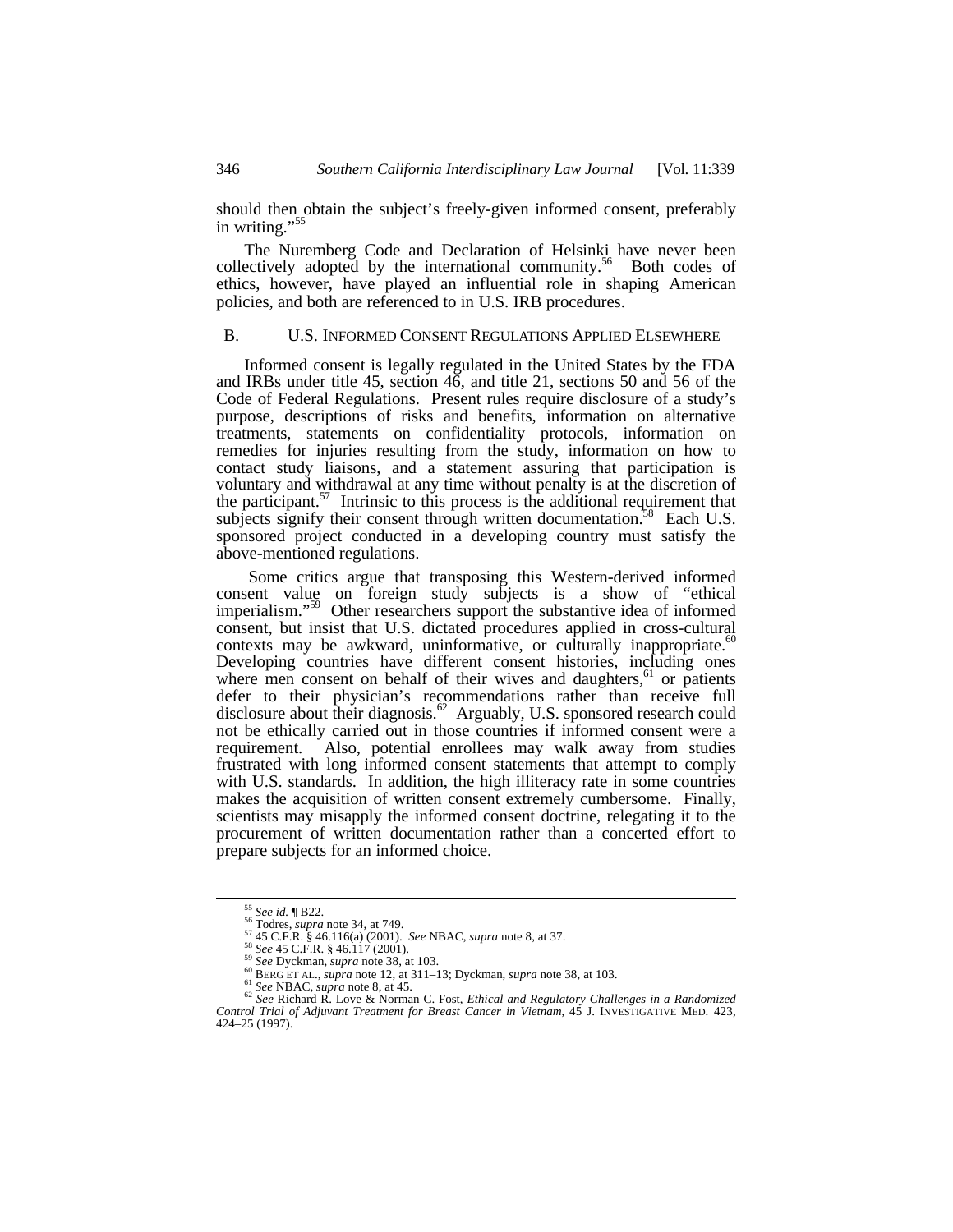should then obtain the subject's freely-given informed consent, preferably in writing."[55]

The Nuremberg Code and Declaration of Helsinki have never been collectively adopted by the international community.[56] Both codes of ethics, however, have played an influential role in shaping American policies, and both are referenced to in U.S. IRB procedures.

## B. U.S. INFORMED CONSENT REGULATIONS APPLIED ELSEWHERE

Informed consent is legally regulated in the United States by the FDA and IRBs under title 45, section 46, and title 21, sections 50 and 56 of the Code of Federal Regulations. Present rules require disclosure of a study's purpose, descriptions of risks and benefits, information on alternative treatments, statements on confidentiality protocols, information on remedies for injuries resulting from the study, information on how to contact study liaisons, and a statement assuring that participation is voluntary and withdrawal at any time without penalty is at the discretion of the participant.[57] Intrinsic to this process is the additional requirement that subjects signify their consent through written documentation.[58] Each U.S. sponsored project conducted in a developing country must satisfy the above-mentioned regulations.

Some critics argue that transposing this Western-derived informed consent value on foreign study subjects is a show of "ethical imperialism."[59] Other researchers support the substantive idea of informed consent, but insist that U.S. dictated procedures applied in cross-cultural contexts may be awkward, uninformative, or culturally inappropriate.[60] Developing countries have different consent histories, including ones where men consent on behalf of their wives and daughters,[61] or patients defer to their physician's recommendations rather than receive full disclosure about their diagnosis.[62] Arguably, U.S. sponsored research could not be ethically carried out in those countries if informed consent were a requirement. Also, potential enrollees may walk away from studies frustrated with long informed consent statements that attempt to comply with U.S. standards. In addition, the high illiteracy rate in some countries makes the acquisition of written consent extremely cumbersome. Finally, scientists may misapply the informed consent doctrine, relegating it to the procurement of written documentation rather than a concerted effort to prepare subjects for an informed choice.

---

[55] *See id.* ¶ B22.

[56] Todres, *supra* note 34, at 749.

[57] 45 C.F.R. § 46.116(a) (2001). *See* NBAC, *supra* note 8, at 37.

[58] *See* 45 C.F.R. § 46.117 (2001).

[59] *See* Dyckman, *supra* note 38, at 103.

[60] BERG ET AL., *supra* note 12, at 311–13; Dyckman, *supra* note 38, at 103.

[61] *See* NBAC, *supra* note 8, at 45.

[62] *See* Richard R. Love & Norman C. Fost, *Ethical and Regulatory Challenges in a Randomized Control Trial of Adjuvant Treatment for Breast Cancer in Vietnam*, 45 J. INVESTIGATIVE MED. 423, 424–25 (1997).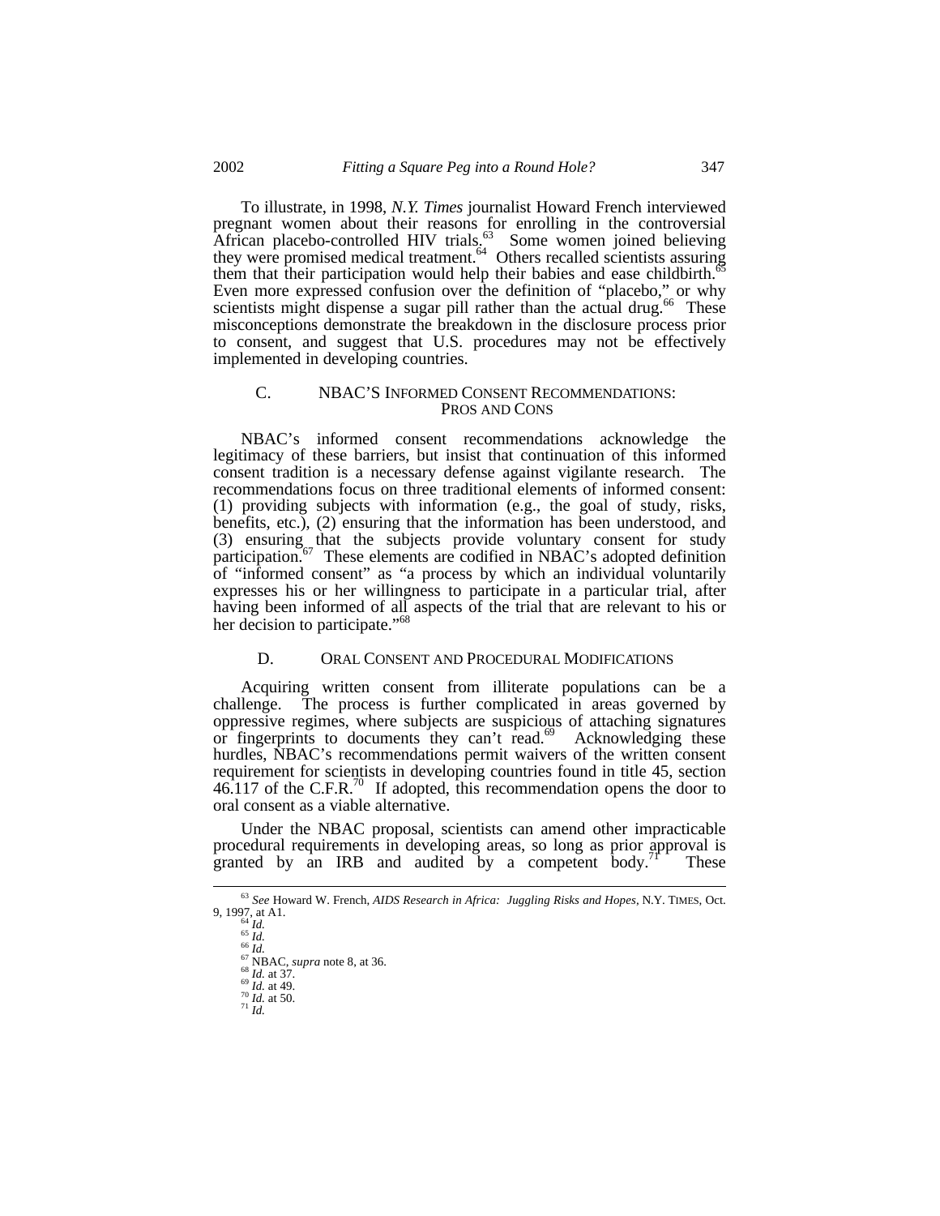To illustrate, in 1998, *N.Y. Times* journalist Howard French interviewed pregnant women about their reasons for enrolling in the controversial African placebo-controlled HIV trials.[63] Some women joined believing they were promised medical treatment.[64] Others recalled scientists assuring them that their participation would help their babies and ease childbirth.[65] Even more expressed confusion over the definition of "placebo," or why scientists might dispense a sugar pill rather than the actual drug.[66] These misconceptions demonstrate the breakdown in the disclosure process prior to consent, and suggest that U.S. procedures may not be effectively implemented in developing countries.

### C. NBAC'S INFORMED CONSENT RECOMMENDATIONS: PROS AND CONS

NBAC's informed consent recommendations acknowledge the legitimacy of these barriers, but insist that continuation of this informed consent tradition is a necessary defense against vigilante research. The recommendations focus on three traditional elements of informed consent: (1) providing subjects with information (e.g., the goal of study, risks, benefits, etc.), (2) ensuring that the information has been understood, and (3) ensuring that the subjects provide voluntary consent for study participation.[67] These elements are codified in NBAC's adopted definition of "informed consent" as "a process by which an individual voluntarily expresses his or her willingness to participate in a particular trial, after having been informed of all aspects of the trial that are relevant to his or her decision to participate."[68]

### D. ORAL CONSENT AND PROCEDURAL MODIFICATIONS

Acquiring written consent from illiterate populations can be a challenge. The process is further complicated in areas governed by oppressive regimes, where subjects are suspicious of attaching signatures or fingerprints to documents they can't read.[69] Acknowledging these hurdles, NBAC's recommendations permit waivers of the written consent requirement for scientists in developing countries found in title 45, section 46.117 of the C.F.R.[70] If adopted, this recommendation opens the door to oral consent as a viable alternative.

Under the NBAC proposal, scientists can amend other impracticable procedural requirements in developing areas, so long as prior approval is granted by an IRB and audited by a competent body.[71] These

---

[63] *See* Howard W. French, *AIDS Research in Africa: Juggling Risks and Hopes*, N.Y. TIMES, Oct. 9, 1997, at A1.

[64] *Id.*

[65] *Id.*

[66] *Id.*

[67] NBAC, *supra* note 8, at 36.

[68] *Id.* at 37.

[69] *Id.* at 49.

[70] *Id.* at 50.

[71] *Id.*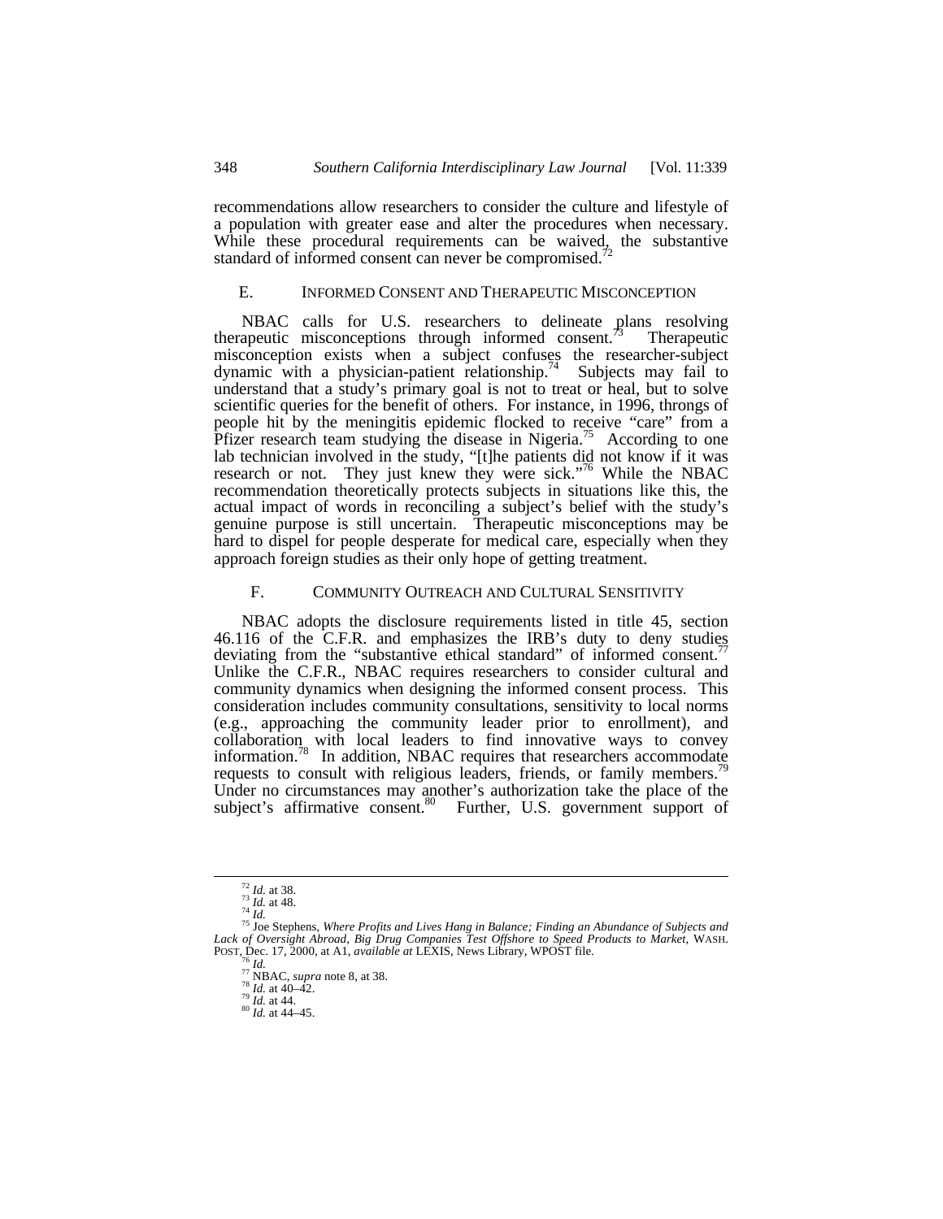recommendations allow researchers to consider the culture and lifestyle of a population with greater ease and alter the procedures when necessary. While these procedural requirements can be waived, the substantive standard of informed consent can never be compromised.[72]

### E. INFORMED CONSENT AND THERAPEUTIC MISCONCEPTION

NBAC calls for U.S. researchers to delineate plans resolving therapeutic misconceptions through informed consent.[73] Therapeutic misconception exists when a subject confuses the researcher-subject dynamic with a physician-patient relationship.[74] Subjects may fail to understand that a study's primary goal is not to treat or heal, but to solve scientific queries for the benefit of others. For instance, in 1996, throngs of people hit by the meningitis epidemic flocked to receive "care" from a Pfizer research team studying the disease in Nigeria.[75] According to one lab technician involved in the study, "[t]he patients did not know if it was research or not. They just knew they were sick."[76] While the NBAC recommendation theoretically protects subjects in situations like this, the actual impact of words in reconciling a subject's belief with the study's genuine purpose is still uncertain. Therapeutic misconceptions may be hard to dispel for people desperate for medical care, especially when they approach foreign studies as their only hope of getting treatment.

### F. COMMUNITY OUTREACH AND CULTURAL SENSITIVITY

NBAC adopts the disclosure requirements listed in title 45, section 46.116 of the C.F.R. and emphasizes the IRB's duty to deny studies deviating from the "substantive ethical standard" of informed consent.[77] Unlike the C.F.R., NBAC requires researchers to consider cultural and community dynamics when designing the informed consent process. This consideration includes community consultations, sensitivity to local norms (e.g., approaching the community leader prior to enrollment), and collaboration with local leaders to find innovative ways to convey information.[78] In addition, NBAC requires that researchers accommodate requests to consult with religious leaders, friends, or family members.[79] Under no circumstances may another's authorization take the place of the subject's affirmative consent.[80] Further, U.S. government support of

---

[72] *Id.* at 38.

[73] *Id.* at 48.

[74] *Id.*

[75] Joe Stephens, *Where Profits and Lives Hang in Balance; Finding an Abundance of Subjects and Lack of Oversight Abroad, Big Drug Companies Test Offshore to Speed Products to Market*, WASH. POST, Dec. 17, 2000, at A1, *available at* LEXIS, News Library, WPOST file.

[76] *Id.*

[77] NBAC, *supra* note 8, at 38.

[78] *Id.* at 40–42.

[79] *Id.* at 44.

[80] *Id.* at 44–45.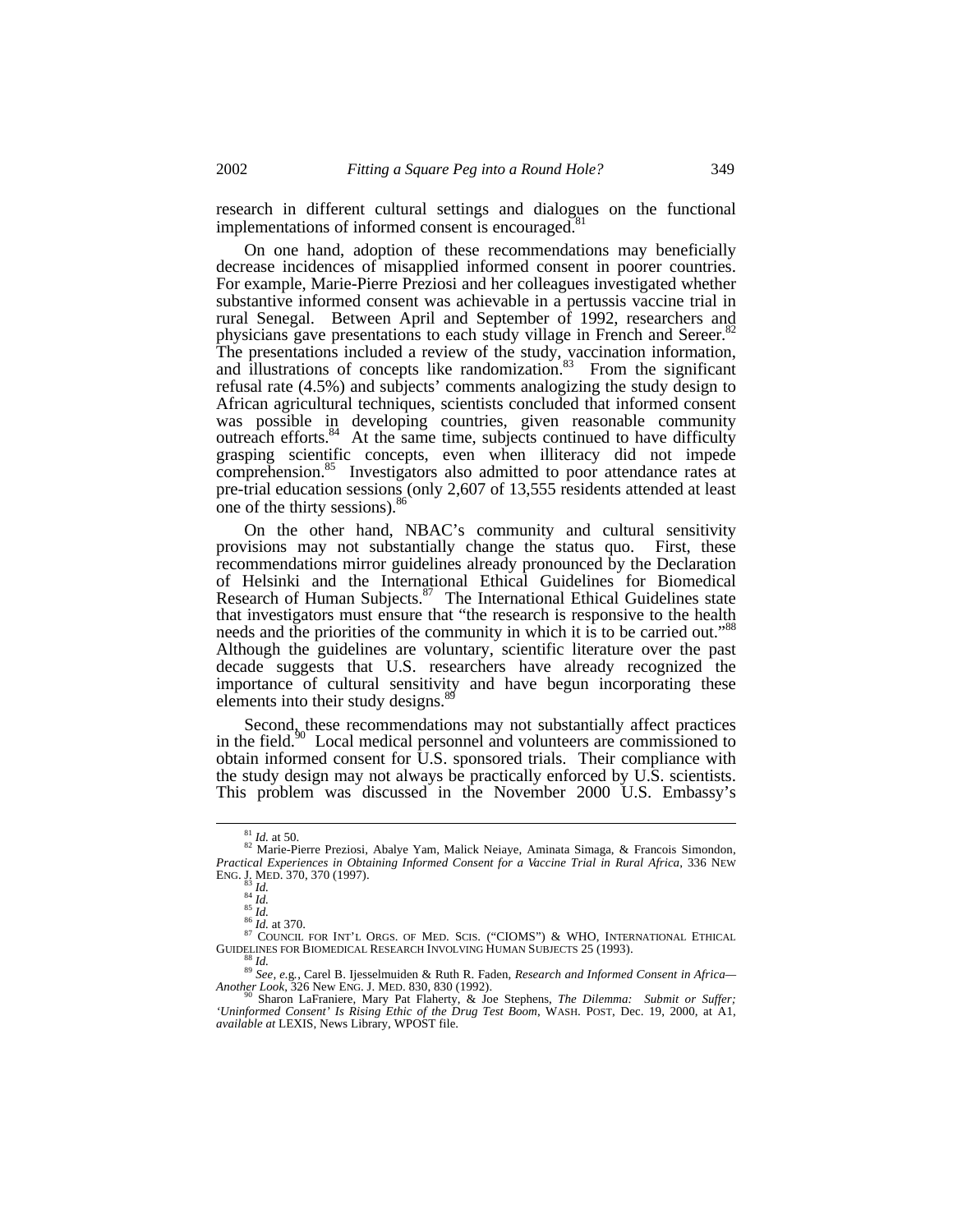research in different cultural settings and dialogues on the functional implementations of informed consent is encouraged.[81]

On one hand, adoption of these recommendations may beneficially decrease incidences of misapplied informed consent in poorer countries. For example, Marie-Pierre Preziosi and her colleagues investigated whether substantive informed consent was achievable in a pertussis vaccine trial in rural Senegal. Between April and September of 1992, researchers and physicians gave presentations to each study village in French and Sereer.[82] The presentations included a review of the study, vaccination information, and illustrations of concepts like randomization.[83] From the significant refusal rate (4.5%) and subjects' comments analogizing the study design to African agricultural techniques, scientists concluded that informed consent was possible in developing countries, given reasonable community outreach efforts.[84] At the same time, subjects continued to have difficulty grasping scientific concepts, even when illiteracy did not impede comprehension.[85] Investigators also admitted to poor attendance rates at pre-trial education sessions (only 2,607 of 13,555 residents attended at least one of the thirty sessions).[86]

On the other hand, NBAC's community and cultural sensitivity provisions may not substantially change the status quo. First, these recommendations mirror guidelines already pronounced by the Declaration of Helsinki and the International Ethical Guidelines for Biomedical Research of Human Subjects.[87] The International Ethical Guidelines state that investigators must ensure that "the research is responsive to the health needs and the priorities of the community in which it is to be carried out."[88] Although the guidelines are voluntary, scientific literature over the past decade suggests that U.S. researchers have already recognized the importance of cultural sensitivity and have begun incorporating these elements into their study designs.[89]

Second, these recommendations may not substantially affect practices in the field.[90] Local medical personnel and volunteers are commissioned to obtain informed consent for U.S. sponsored trials. Their compliance with the study design may not always be practically enforced by U.S. scientists. This problem was discussed in the November 2000 U.S. Embassy's

---

[81] *Id.* at 50.

[82] Marie-Pierre Preziosi, Abalye Yam, Malick Neiaye, Aminata Simaga, & Francois Simondon, *Practical Experiences in Obtaining Informed Consent for a Vaccine Trial in Rural Africa*, 336 NEW ENG. J. MED. 370, 370 (1997).

[83] *Id.*

[84] *Id.*

[85] *Id.*

[86] *Id.* at 370.

[87] COUNCIL FOR INT'L ORGS. OF MED. SCIS. ("CIOMS") & WHO, INTERNATIONAL ETHICAL GUIDELINES FOR BIOMEDICAL RESEARCH INVOLVING HUMAN SUBJECTS 25 (1993).

[88] *Id.*

[89] *See, e.g.*, Carel B. Ijesselmuiden & Ruth R. Faden, *Research and Informed Consent in Africa—Another Look*, 326 New ENG. J. MED. 830, 830 (1992).

[90] Sharon LaFraniere, Mary Pat Flaherty, & Joe Stephens, *The Dilemma: Submit or Suffer; 'Uninformed Consent' Is Rising Ethic of the Drug Test Boom*, WASH. POST, Dec. 19, 2000, at A1, *available at* LEXIS, News Library, WPOST file.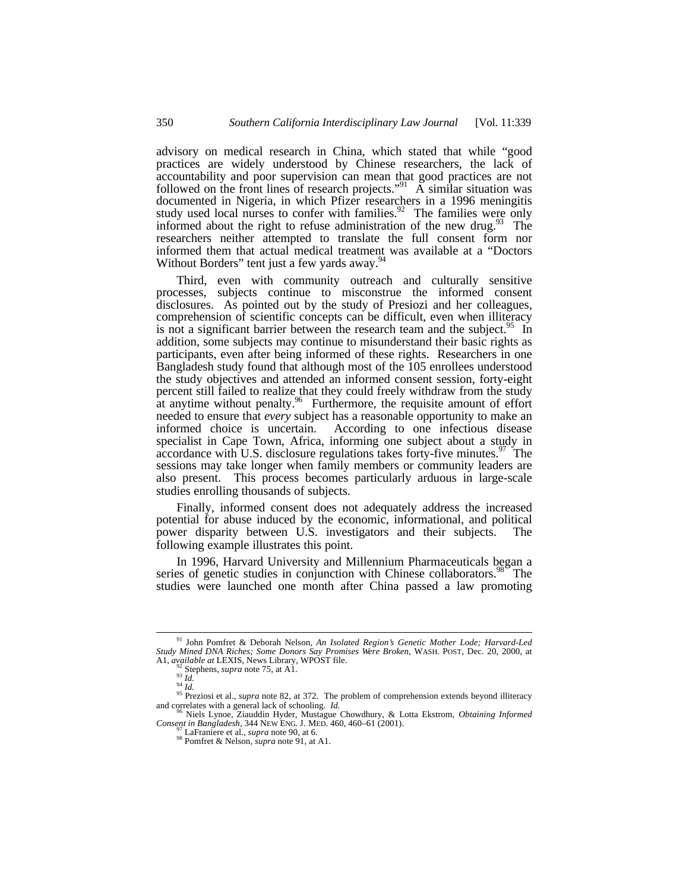advisory on medical research in China, which stated that while "good practices are widely understood by Chinese researchers, the lack of accountability and poor supervision can mean that good practices are not followed on the front lines of research projects."[91] A similar situation was documented in Nigeria, in which Pfizer researchers in a 1996 meningitis study used local nurses to confer with families.[92] The families were only informed about the right to refuse administration of the new drug.[93] The researchers neither attempted to translate the full consent form nor informed them that actual medical treatment was available at a "Doctors Without Borders" tent just a few yards away.[94]

Third, even with community outreach and culturally sensitive processes, subjects continue to misconstrue the informed consent disclosures. As pointed out by the study of Presiozi and her colleagues, comprehension of scientific concepts can be difficult, even when illiteracy is not a significant barrier between the research team and the subject.[95] In addition, some subjects may continue to misunderstand their basic rights as participants, even after being informed of these rights. Researchers in one Bangladesh study found that although most of the 105 enrollees understood the study objectives and attended an informed consent session, forty-eight percent still failed to realize that they could freely withdraw from the study at anytime without penalty.[96] Furthermore, the requisite amount of effort needed to ensure that *every* subject has a reasonable opportunity to make an informed choice is uncertain. According to one infectious disease specialist in Cape Town, Africa, informing one subject about a study in accordance with U.S. disclosure regulations takes forty-five minutes.[97] The sessions may take longer when family members or community leaders are also present. This process becomes particularly arduous in large-scale studies enrolling thousands of subjects.

Finally, informed consent does not adequately address the increased potential for abuse induced by the economic, informational, and political power disparity between U.S. investigators and their subjects. The following example illustrates this point.

In 1996, Harvard University and Millennium Pharmaceuticals began a series of genetic studies in conjunction with Chinese collaborators.[98] The studies were launched one month after China passed a law promoting

---

[91] John Pomfret & Deborah Nelson, *An Isolated Region's Genetic Mother Lode; Harvard-Led Study Mined DNA Riches; Some Donors Say Promises Were Broken*, WASH. POST, Dec. 20, 2000, at A1, *available at* LEXIS, News Library, WPOST file.

[92] Stephens, *supra* note 75, at A1.

[93] *Id.*

[94] *Id.*

[95] Preziosi et al., *supra* note 82, at 372. The problem of comprehension extends beyond illiteracy and correlates with a general lack of schooling. *Id.*

[96] Niels Lynoe, Ziauddin Hyder, Mustague Chowdhury, & Lotta Ekstrom, *Obtaining Informed Consent in Bangladesh*, 344 NEW ENG. J. MED. 460, 460–61 (2001).

[97] LaFraniere et al., *supra* note 90, at 6.

[98] Pomfret & Nelson, *supra* note 91, at A1.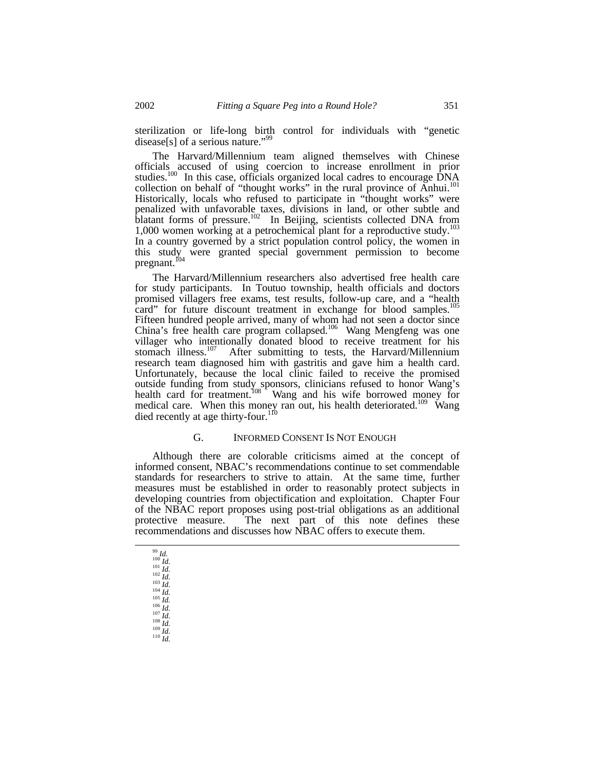sterilization or life-long birth control for individuals with "genetic disease[s] of a serious nature."[99]

The Harvard/Millennium team aligned themselves with Chinese officials accused of using coercion to increase enrollment in prior studies.[100] In this case, officials organized local cadres to encourage DNA collection on behalf of "thought works" in the rural province of Anhui.[101] Historically, locals who refused to participate in "thought works" were penalized with unfavorable taxes, divisions in land, or other subtle and blatant forms of pressure.[102] In Beijing, scientists collected DNA from 1,000 women working at a petrochemical plant for a reproductive study.[103] In a country governed by a strict population control policy, the women in this study were granted special government permission to become pregnant.[104]

The Harvard/Millennium researchers also advertised free health care for study participants. In Toutuo township, health officials and doctors promised villagers free exams, test results, follow-up care, and a "health card" for future discount treatment in exchange for blood samples.[105] Fifteen hundred people arrived, many of whom had not seen a doctor since China's free health care program collapsed.[106] Wang Mengfeng was one villager who intentionally donated blood to receive treatment for his stomach illness.[107] After submitting to tests, the Harvard/Millennium research team diagnosed him with gastritis and gave him a health card. Unfortunately, because the local clinic failed to receive the promised outside funding from study sponsors, clinicians refused to honor Wang's health card for treatment.[108] Wang and his wife borrowed money for medical care. When this money ran out, his health deteriorated.[109] Wang died recently at age thirty-four.[110]

### G. INFORMED CONSENT IS NOT ENOUGH

Although there are colorable criticisms aimed at the concept of informed consent, NBAC's recommendations continue to set commendable standards for researchers to strive to attain. At the same time, further measures must be established in order to reasonably protect subjects in developing countries from objectification and exploitation. Chapter Four of the NBAC report proposes using post-trial obligations as an additional protective measure. The next part of this note defines these recommendations and discusses how NBAC offers to execute them.

---

[99] *Id.*
[100] *Id.*
[101] *Id.*
[102] *Id.*
[103] *Id.*
[104] *Id.*
[105] *Id.*
[106] *Id.*
[107] *Id.*
[108] *Id.*
[109] *Id.*
[110] *Id.*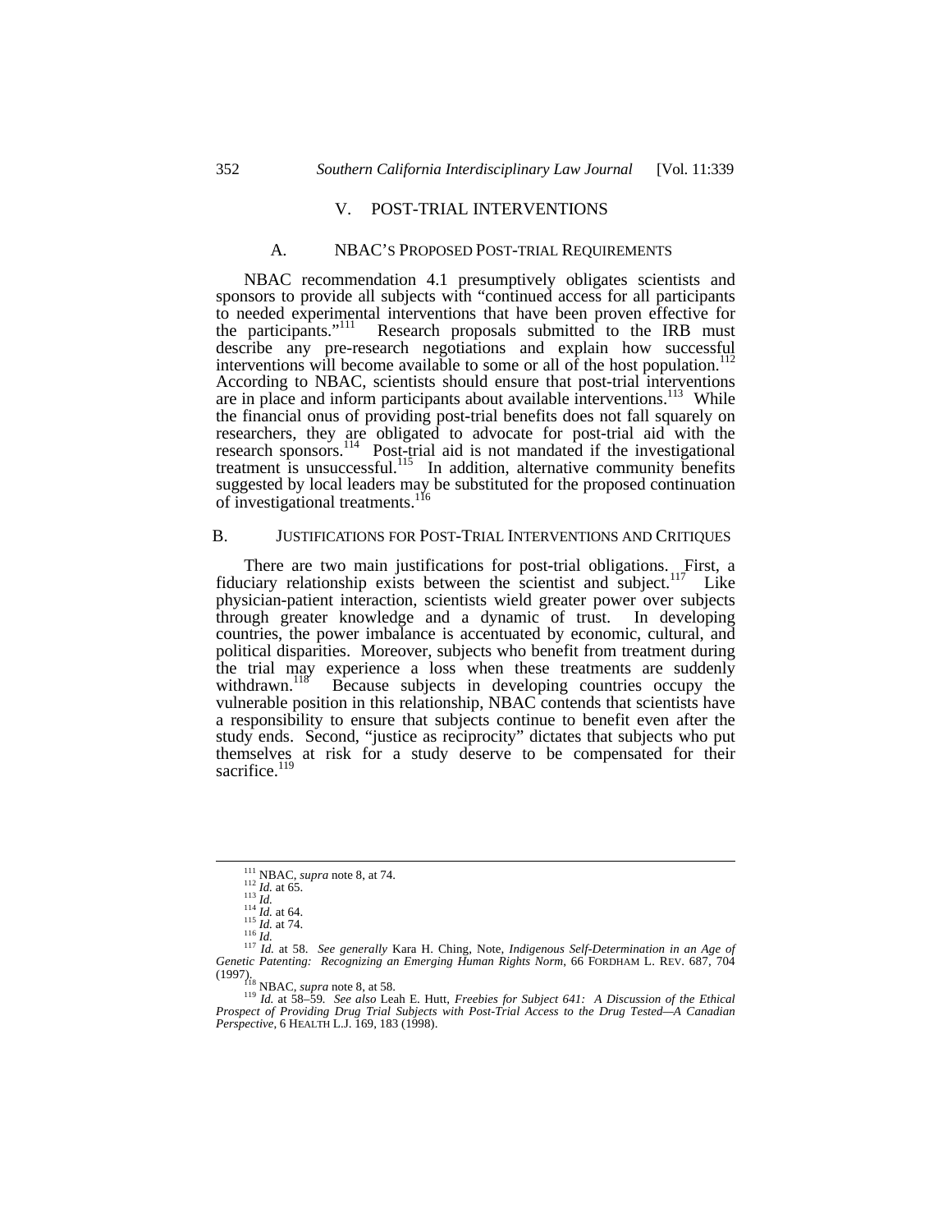## V. POST-TRIAL INTERVENTIONS

### A. NBAC'S PROPOSED POST-TRIAL REQUIREMENTS

NBAC recommendation 4.1 presumptively obligates scientists and sponsors to provide all subjects with "continued access for all participants to needed experimental interventions that have been proven effective for the participants."[111] Research proposals submitted to the IRB must describe any pre-research negotiations and explain how successful interventions will become available to some or all of the host population.[112] According to NBAC, scientists should ensure that post-trial interventions are in place and inform participants about available interventions.[113] While the financial onus of providing post-trial benefits does not fall squarely on researchers, they are obligated to advocate for post-trial aid with the research sponsors.[114] Post-trial aid is not mandated if the investigational treatment is unsuccessful.[115] In addition, alternative community benefits suggested by local leaders may be substituted for the proposed continuation of investigational treatments.[116]

### B. JUSTIFICATIONS FOR POST-TRIAL INTERVENTIONS AND CRITIQUES

There are two main justifications for post-trial obligations. First, a fiduciary relationship exists between the scientist and subject.[117] Like physician-patient interaction, scientists wield greater power over subjects through greater knowledge and a dynamic of trust. In developing countries, the power imbalance is accentuated by economic, cultural, and political disparities. Moreover, subjects who benefit from treatment during the trial may experience a loss when these treatments are suddenly withdrawn.[118] Because subjects in developing countries occupy the vulnerable position in this relationship, NBAC contends that scientists have a responsibility to ensure that subjects continue to benefit even after the study ends. Second, "justice as reciprocity" dictates that subjects who put themselves at risk for a study deserve to be compensated for their sacrifice.[119]

---

[111] NBAC, *supra* note 8, at 74.

[112] *Id.* at 65.

[113] *Id.*

[114] *Id.* at 64.

[115] *Id.* at 74.

[116] *Id.*

[117] *Id.* at 58. *See generally* Kara H. Ching, Note, *Indigenous Self-Determination in an Age of Genetic Patenting: Recognizing an Emerging Human Rights Norm*, 66 FORDHAM L. REV. 687, 704 (1997).

[118] NBAC, *supra* note 8, at 58.

[119] *Id.* at 58–59. *See also* Leah E. Hutt, *Freebies for Subject 641: A Discussion of the Ethical Prospect of Providing Drug Trial Subjects with Post-Trial Access to the Drug Tested—A Canadian Perspective*, 6 HEALTH L.J. 169, 183 (1998).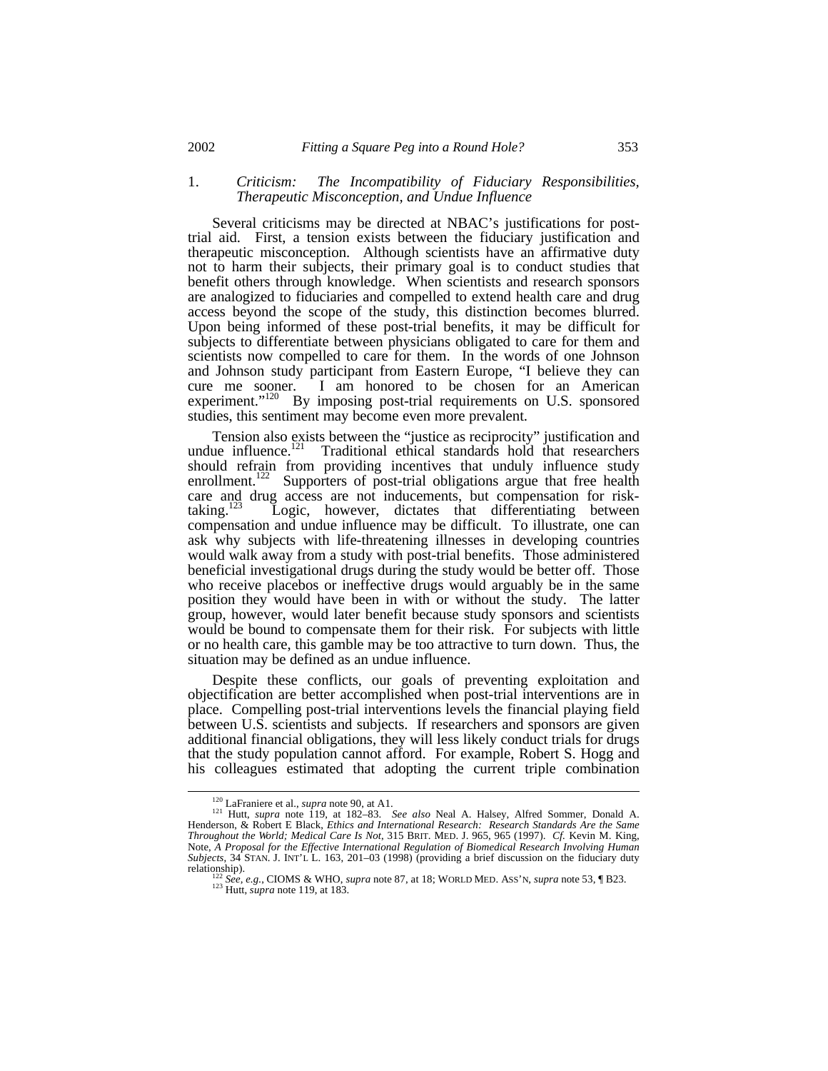### 1. *Criticism: The Incompatibility of Fiduciary Responsibilities, Therapeutic Misconception, and Undue Influence*

Several criticisms may be directed at NBAC's justifications for post-trial aid. First, a tension exists between the fiduciary justification and therapeutic misconception. Although scientists have an affirmative duty not to harm their subjects, their primary goal is to conduct studies that benefit others through knowledge. When scientists and research sponsors are analogized to fiduciaries and compelled to extend health care and drug access beyond the scope of the study, this distinction becomes blurred. Upon being informed of these post-trial benefits, it may be difficult for subjects to differentiate between physicians obligated to care for them and scientists now compelled to care for them. In the words of one Johnson and Johnson study participant from Eastern Europe, "I believe they can cure me sooner. I am honored to be chosen for an American experiment."[120] By imposing post-trial requirements on U.S. sponsored studies, this sentiment may become even more prevalent.

Tension also exists between the "justice as reciprocity" justification and undue influence.[121] Traditional ethical standards hold that researchers should refrain from providing incentives that unduly influence study enrollment.[122] Supporters of post-trial obligations argue that free health care and drug access are not inducements, but compensation for risk-taking.[123] Logic, however, dictates that differentiating between compensation and undue influence may be difficult. To illustrate, one can ask why subjects with life-threatening illnesses in developing countries would walk away from a study with post-trial benefits. Those administered beneficial investigational drugs during the study would be better off. Those who receive placebos or ineffective drugs would arguably be in the same position they would have been in with or without the study. The latter group, however, would later benefit because study sponsors and scientists would be bound to compensate them for their risk. For subjects with little or no health care, this gamble may be too attractive to turn down. Thus, the situation may be defined as an undue influence.

Despite these conflicts, our goals of preventing exploitation and objectification are better accomplished when post-trial interventions are in place. Compelling post-trial interventions levels the financial playing field between U.S. scientists and subjects. If researchers and sponsors are given additional financial obligations, they will less likely conduct trials for drugs that the study population cannot afford. For example, Robert S. Hogg and his colleagues estimated that adopting the current triple combination

---

[120] LaFraniere et al., *supra* note 90, at A1.

[121] Hutt, *supra* note 119, at 182–83. *See also* Neal A. Halsey, Alfred Sommer, Donald A. Henderson, & Robert E Black, *Ethics and International Research: Research Standards Are the Same Throughout the World; Medical Care Is Not*, 315 BRIT. MED. J. 965, 965 (1997). *Cf.* Kevin M. King, Note, *A Proposal for the Effective International Regulation of Biomedical Research Involving Human Subjects*, 34 STAN. J. INT'L L. 163, 201–03 (1998) (providing a brief discussion on the fiduciary duty relationship).

[122] *See, e.g.*, CIOMS & WHO, *supra* note 87, at 18; WORLD MED. ASS'N, *supra* note 53, ¶ B23.

[123] Hutt, *supra* note 119, at 183.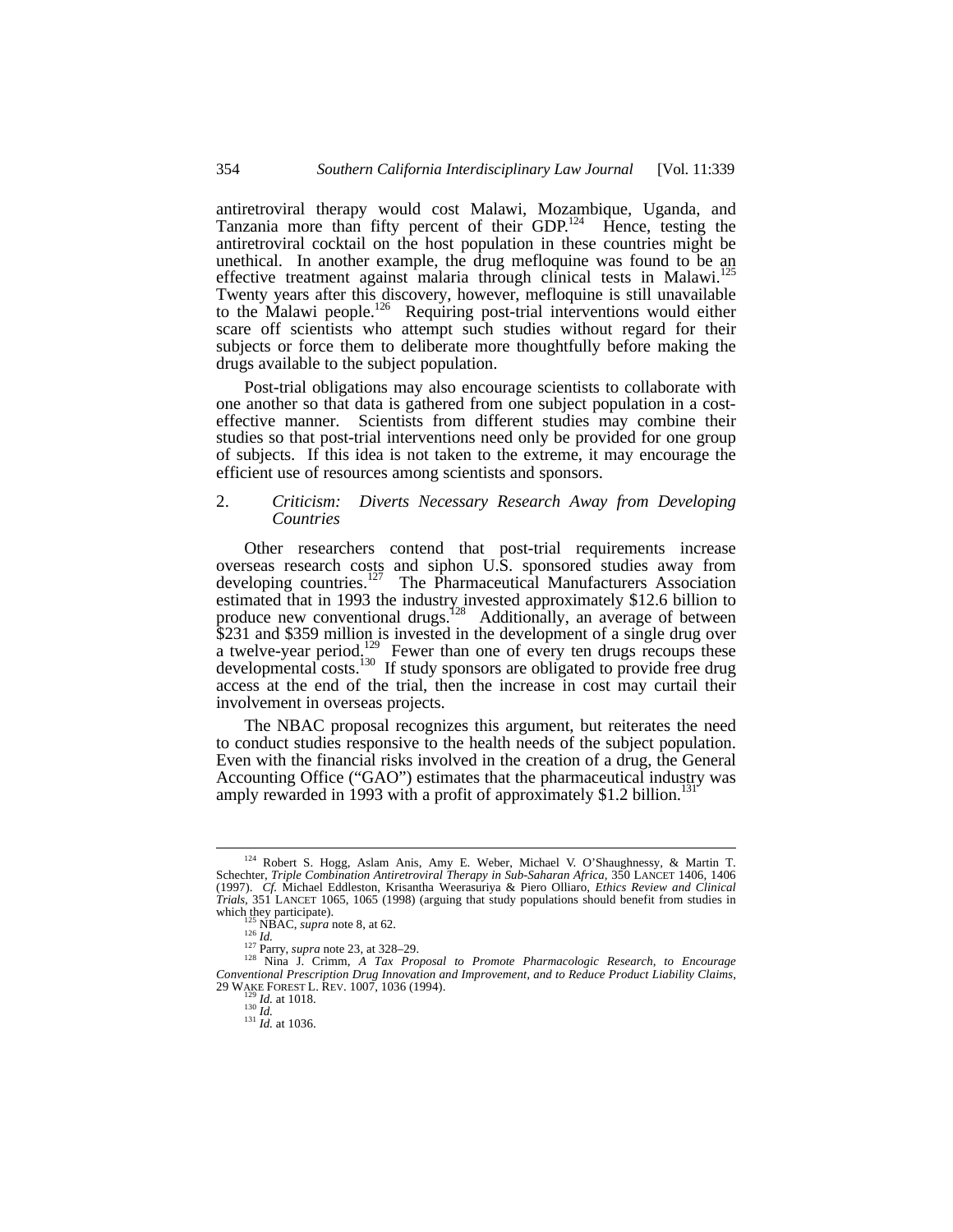antiretroviral therapy would cost Malawi, Mozambique, Uganda, and Tanzania more than fifty percent of their GDP.[124] Hence, testing the antiretroviral cocktail on the host population in these countries might be unethical. In another example, the drug mefloquine was found to be an effective treatment against malaria through clinical tests in Malawi.[125] Twenty years after this discovery, however, mefloquine is still unavailable to the Malawi people.[126] Requiring post-trial interventions would either scare off scientists who attempt such studies without regard for their subjects or force them to deliberate more thoughtfully before making the drugs available to the subject population.

Post-trial obligations may also encourage scientists to collaborate with one another so that data is gathered from one subject population in a cost-effective manner. Scientists from different studies may combine their studies so that post-trial interventions need only be provided for one group of subjects. If this idea is not taken to the extreme, it may encourage the efficient use of resources among scientists and sponsors.

### 2. *Criticism: Diverts Necessary Research Away from Developing Countries*

Other researchers contend that post-trial requirements increase overseas research costs and siphon U.S. sponsored studies away from developing countries.[127] The Pharmaceutical Manufacturers Association estimated that in 1993 the industry invested approximately $12.6 billion to produce new conventional drugs.[128] Additionally, an average of between $231 and $359 million is invested in the development of a single drug over a twelve-year period.[129] Fewer than one of every ten drugs recoups these developmental costs.[130] If study sponsors are obligated to provide free drug access at the end of the trial, then the increase in cost may curtail their involvement in overseas projects.

The NBAC proposal recognizes this argument, but reiterates the need to conduct studies responsive to the health needs of the subject population. Even with the financial risks involved in the creation of a drug, the General Accounting Office ("GAO") estimates that the pharmaceutical industry was amply rewarded in 1993 with a profit of approximately $1.2 billion.[131]

---

[124] Robert S. Hogg, Aslam Anis, Amy E. Weber, Michael V. O'Shaughnessy, & Martin T. Schechter, *Triple Combination Antiretroviral Therapy in Sub-Saharan Africa*, 350 LANCET 1406, 1406 (1997). *Cf.* Michael Eddleston, Krisantha Weerasuriya & Piero Olliaro, *Ethics Review and Clinical Trials*, 351 LANCET 1065, 1065 (1998) (arguing that study populations should benefit from studies in which they participate).

[125] NBAC, *supra* note 8, at 62.

[126] *Id.*

[127] Parry, *supra* note 23, at 328–29.

[128] Nina J. Crimm, *A Tax Proposal to Promote Pharmacologic Research, to Encourage Conventional Prescription Drug Innovation and Improvement, and to Reduce Product Liability Claims*, 29 WAKE FOREST L. REV. 1007, 1036 (1994).

[129] *Id.* at 1018.

[130] *Id.*

[131] *Id.* at 1036.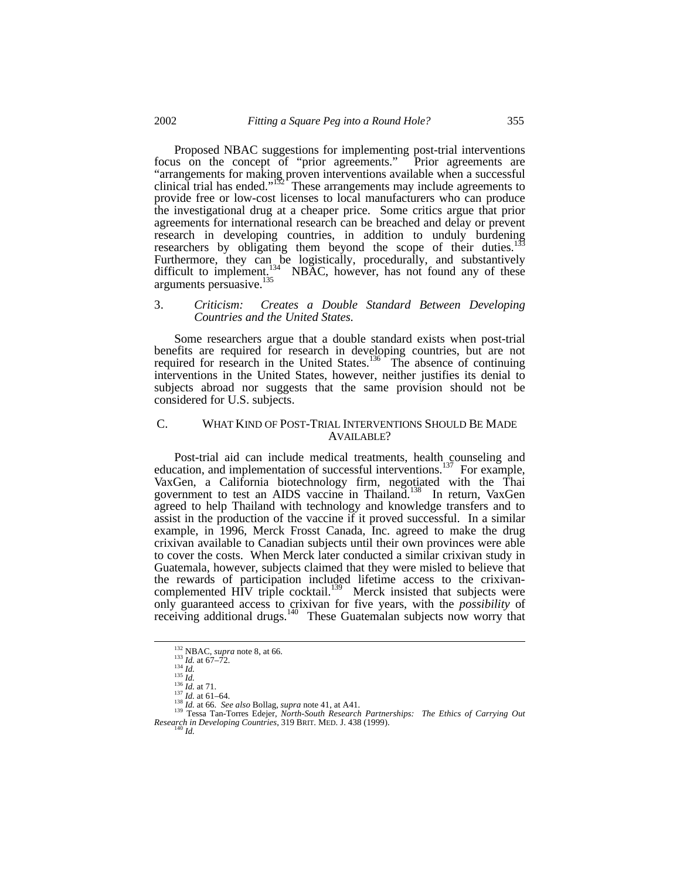Proposed NBAC suggestions for implementing post-trial interventions focus on the concept of "prior agreements." Prior agreements are "arrangements for making proven interventions available when a successful clinical trial has ended."[132] These arrangements may include agreements to provide free or low-cost licenses to local manufacturers who can produce the investigational drug at a cheaper price. Some critics argue that prior agreements for international research can be breached and delay or prevent research in developing countries, in addition to unduly burdening researchers by obligating them beyond the scope of their duties.[133] Furthermore, they can be logistically, procedurally, and substantively difficult to implement.[134] NBAC, however, has not found any of these arguments persuasive.[135]

### 3. *Criticism: Creates a Double Standard Between Developing Countries and the United States.*

Some researchers argue that a double standard exists when post-trial benefits are required for research in developing countries, but are not required for research in the United States.[136] The absence of continuing interventions in the United States, however, neither justifies its denial to subjects abroad nor suggests that the same provision should not be considered for U.S. subjects.

## C. WHAT KIND OF POST-TRIAL INTERVENTIONS SHOULD BE MADE AVAILABLE?

Post-trial aid can include medical treatments, health counseling and education, and implementation of successful interventions.[137] For example, VaxGen, a California biotechnology firm, negotiated with the Thai government to test an AIDS vaccine in Thailand.[138] In return, VaxGen agreed to help Thailand with technology and knowledge transfers and to assist in the production of the vaccine if it proved successful. In a similar example, in 1996, Merck Frosst Canada, Inc. agreed to make the drug crixivan available to Canadian subjects until their own provinces were able to cover the costs. When Merck later conducted a similar crixivan study in Guatemala, however, subjects claimed that they were misled to believe that the rewards of participation included lifetime access to the crixivan-complemented HIV triple cocktail.[139] Merck insisted that subjects were only guaranteed access to crixivan for five years, with the *possibility* of receiving additional drugs.[140] These Guatemalan subjects now worry that

---

[132] NBAC, *supra* note 8, at 66.
[133] *Id.* at 67–72.
[134] *Id.*
[135] *Id.*
[136] *Id.* at 71.
[137] *Id.* at 61–64.
[138] *Id.* at 66. *See also* Bollag, *supra* note 41, at A41.
[139] Tessa Tan-Torres Edejer, *North-South Research Partnerships: The Ethics of Carrying Out Research in Developing Countries*, 319 BRIT. MED. J. 438 (1999).
[140] *Id.*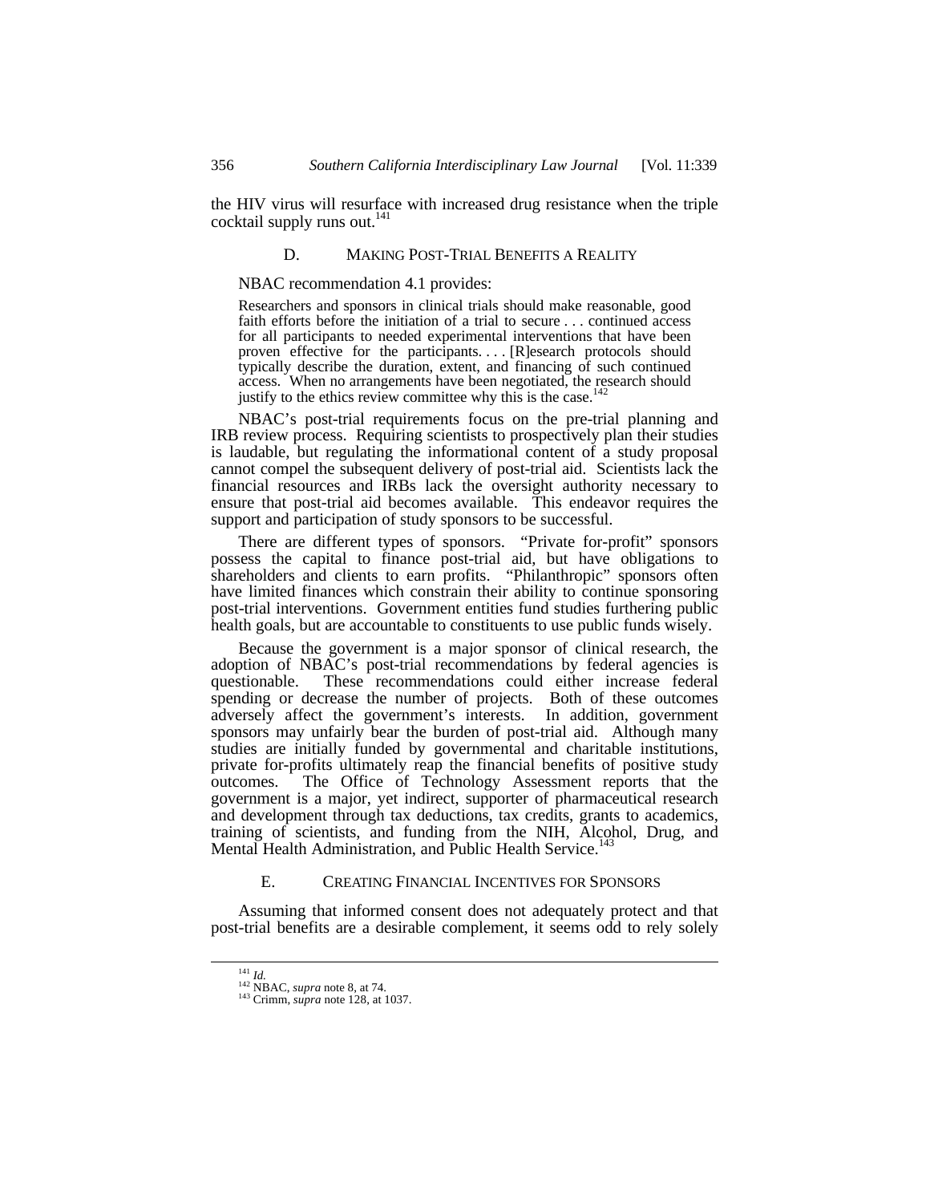the HIV virus will resurface with increased drug resistance when the triple cocktail supply runs out.[141]

### D. MAKING POST-TRIAL BENEFITS A REALITY

NBAC recommendation 4.1 provides:

> Researchers and sponsors in clinical trials should make reasonable, good faith efforts before the initiation of a trial to secure . . . continued access for all participants to needed experimental interventions that have been proven effective for the participants. . . . [R]esearch protocols should typically describe the duration, extent, and financing of such continued access. When no arrangements have been negotiated, the research should justify to the ethics review committee why this is the case.[142]

NBAC's post-trial requirements focus on the pre-trial planning and IRB review process. Requiring scientists to prospectively plan their studies is laudable, but regulating the informational content of a study proposal cannot compel the subsequent delivery of post-trial aid. Scientists lack the financial resources and IRBs lack the oversight authority necessary to ensure that post-trial aid becomes available. This endeavor requires the support and participation of study sponsors to be successful.

There are different types of sponsors. "Private for-profit" sponsors possess the capital to finance post-trial aid, but have obligations to shareholders and clients to earn profits. "Philanthropic" sponsors often have limited finances which constrain their ability to continue sponsoring post-trial interventions. Government entities fund studies furthering public health goals, but are accountable to constituents to use public funds wisely.

Because the government is a major sponsor of clinical research, the adoption of NBAC's post-trial recommendations by federal agencies is questionable. These recommendations could either increase federal spending or decrease the number of projects. Both of these outcomes adversely affect the government's interests. In addition, government sponsors may unfairly bear the burden of post-trial aid. Although many studies are initially funded by governmental and charitable institutions, private for-profits ultimately reap the financial benefits of positive study outcomes. The Office of Technology Assessment reports that the government is a major, yet indirect, supporter of pharmaceutical research and development through tax deductions, tax credits, grants to academics, training of scientists, and funding from the NIH, Alcohol, Drug, and Mental Health Administration, and Public Health Service.[143]

### E. CREATING FINANCIAL INCENTIVES FOR SPONSORS

Assuming that informed consent does not adequately protect and that post-trial benefits are a desirable complement, it seems odd to rely solely

---

[141] *Id.*

[142] NBAC, *supra* note 8, at 74.

[143] Crimm, *supra* note 128, at 1037.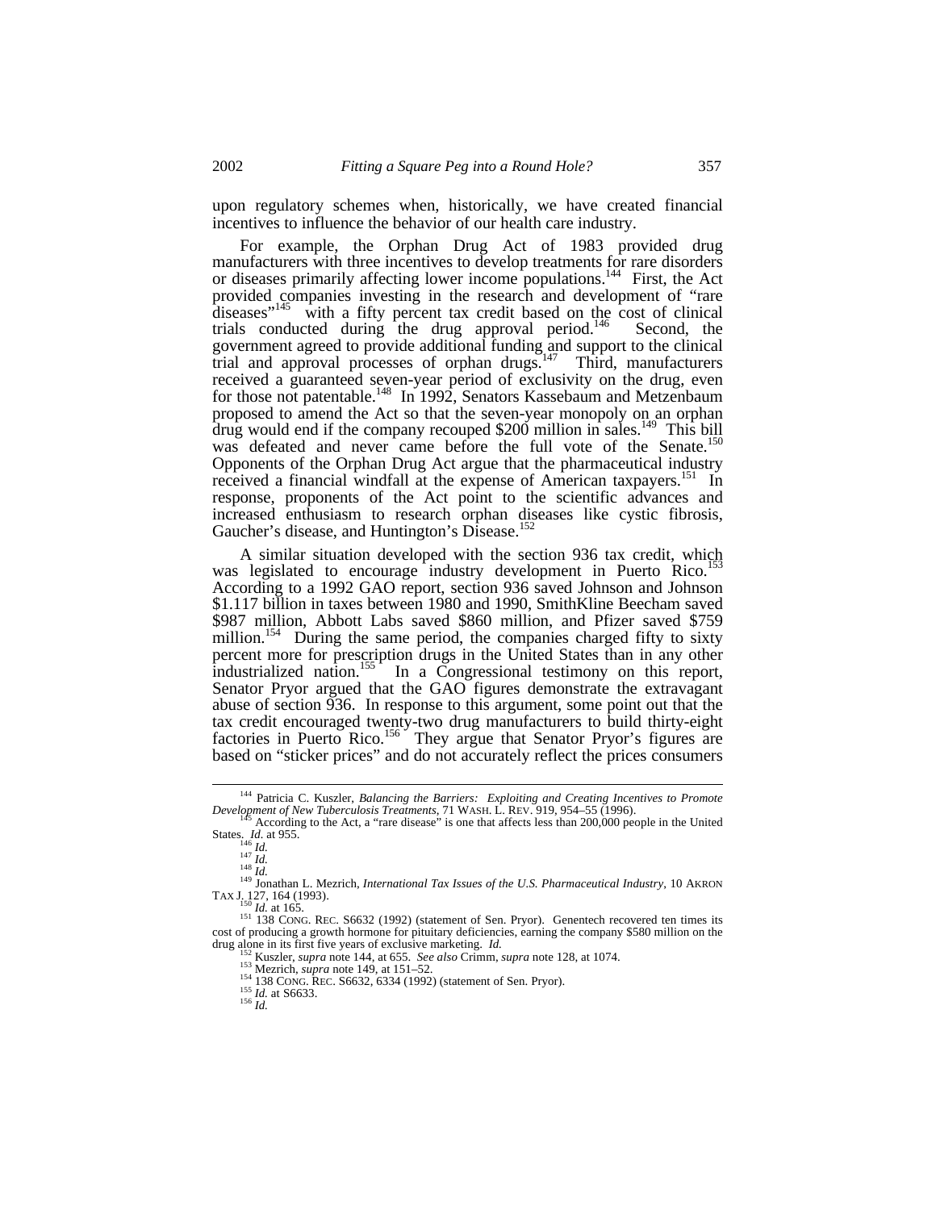upon regulatory schemes when, historically, we have created financial incentives to influence the behavior of our health care industry.

For example, the Orphan Drug Act of 1983 provided drug manufacturers with three incentives to develop treatments for rare disorders or diseases primarily affecting lower income populations.[144] First, the Act provided companies investing in the research and development of "rare diseases"[145] with a fifty percent tax credit based on the cost of clinical trials conducted during the drug approval period.[146] Second, the government agreed to provide additional funding and support to the clinical trial and approval processes of orphan drugs.[147] Third, manufacturers received a guaranteed seven-year period of exclusivity on the drug, even for those not patentable.[148] In 1992, Senators Kassebaum and Metzenbaum proposed to amend the Act so that the seven-year monopoly on an orphan drug would end if the company recouped $200 million in sales.[149] This bill was defeated and never came before the full vote of the Senate.[150] Opponents of the Orphan Drug Act argue that the pharmaceutical industry received a financial windfall at the expense of American taxpayers.[151] In response, proponents of the Act point to the scientific advances and increased enthusiasm to research orphan diseases like cystic fibrosis, Gaucher's disease, and Huntington's Disease.[152]

A similar situation developed with the section 936 tax credit, which was legislated to encourage industry development in Puerto Rico.[153] According to a 1992 GAO report, section 936 saved Johnson and Johnson $1.117 billion in taxes between 1980 and 1990, SmithKline Beecham saved $987 million, Abbott Labs saved $860 million, and Pfizer saved $759 million.[154] During the same period, the companies charged fifty to sixty percent more for prescription drugs in the United States than in any other industrialized nation.[155] In a Congressional testimony on this report, Senator Pryor argued that the GAO figures demonstrate the extravagant abuse of section 936. In response to this argument, some point out that the tax credit encouraged twenty-two drug manufacturers to build thirty-eight factories in Puerto Rico.[156] They argue that Senator Pryor's figures are based on "sticker prices" and do not accurately reflect the prices consumers

---

[144] Patricia C. Kuszler, *Balancing the Barriers: Exploiting and Creating Incentives to Promote Development of New Tuberculosis Treatments*, 71 WASH. L. REV. 919, 954–55 (1996).

[145] According to the Act, a "rare disease" is one that affects less than 200,000 people in the United States. *Id.* at 955.

[146] *Id.*

[147] *Id.*

[148] *Id.*

[149] Jonathan L. Mezrich, *International Tax Issues of the U.S. Pharmaceutical Industry*, 10 AKRON TAX J. 127, 164 (1993).

[150] *Id.* at 165.

[151] 138 CONG. REC. S6632 (1992) (statement of Sen. Pryor). Genentech recovered ten times its cost of producing a growth hormone for pituitary deficiencies, earning the company $580 million on the drug alone in its first five years of exclusive marketing. *Id.*

[152] Kuszler, *supra* note 144, at 655. *See also* Crimm, *supra* note 128, at 1074.

[153] Mezrich, *supra* note 149, at 151–52.

[154] 138 CONG. REC. S6632, 6334 (1992) (statement of Sen. Pryor).

[155] *Id.* at S6633.

[156] *Id.*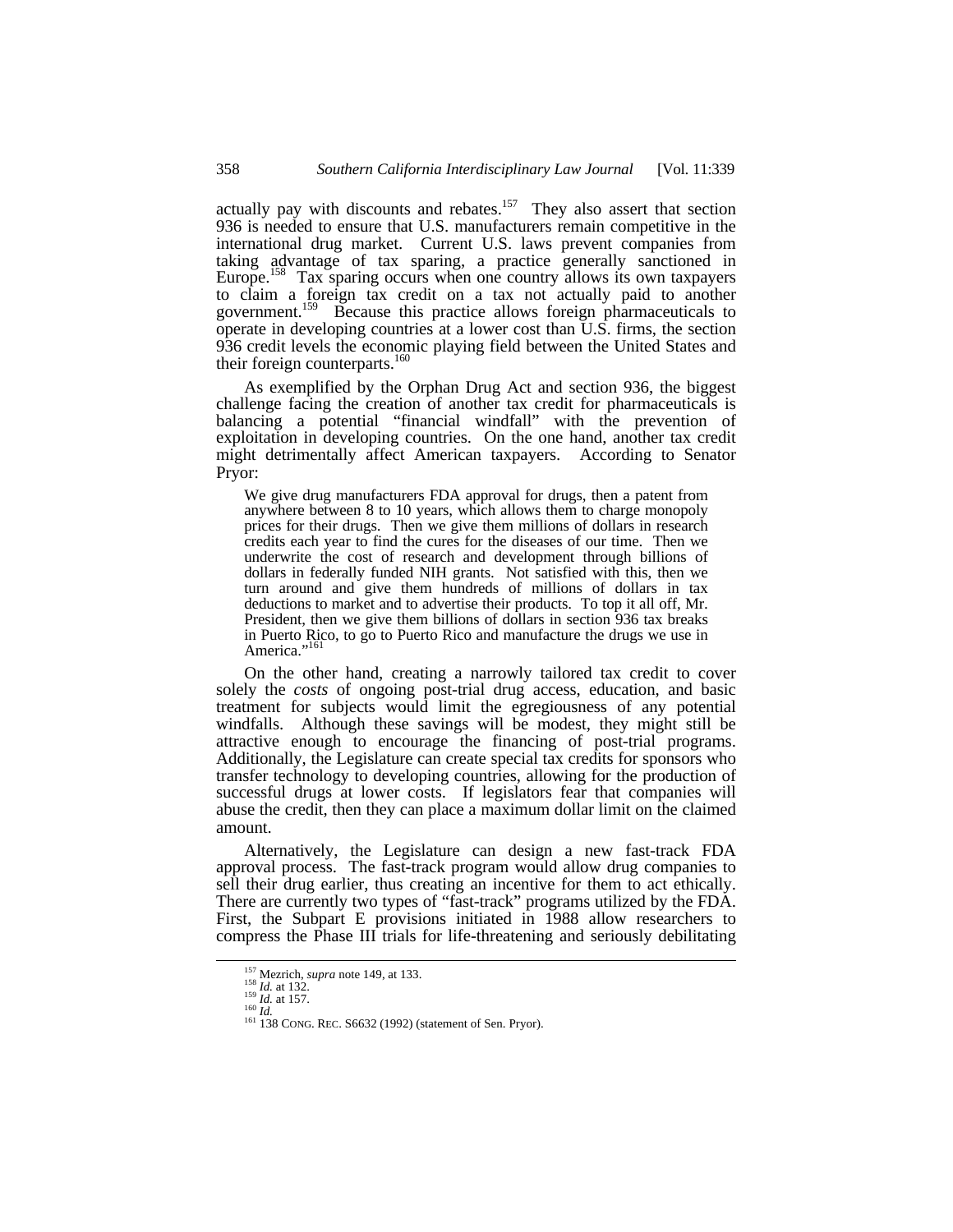actually pay with discounts and rebates.[157] They also assert that section 936 is needed to ensure that U.S. manufacturers remain competitive in the international drug market. Current U.S. laws prevent companies from taking advantage of tax sparing, a practice generally sanctioned in Europe.[158] Tax sparing occurs when one country allows its own taxpayers to claim a foreign tax credit on a tax not actually paid to another government.[159] Because this practice allows foreign pharmaceuticals to operate in developing countries at a lower cost than U.S. firms, the section 936 credit levels the economic playing field between the United States and their foreign counterparts.[160]

As exemplified by the Orphan Drug Act and section 936, the biggest challenge facing the creation of another tax credit for pharmaceuticals is balancing a potential "financial windfall" with the prevention of exploitation in developing countries. On the one hand, another tax credit might detrimentally affect American taxpayers. According to Senator Pryor:

> We give drug manufacturers FDA approval for drugs, then a patent from anywhere between 8 to 10 years, which allows them to charge monopoly prices for their drugs. Then we give them millions of dollars in research credits each year to find the cures for the diseases of our time. Then we underwrite the cost of research and development through billions of dollars in federally funded NIH grants. Not satisfied with this, then we turn around and give them hundreds of millions of dollars in tax deductions to market and to advertise their products. To top it all off, Mr. President, then we give them billions of dollars in section 936 tax breaks in Puerto Rico, to go to Puerto Rico and manufacture the drugs we use in America."[161]

On the other hand, creating a narrowly tailored tax credit to cover solely the *costs* of ongoing post-trial drug access, education, and basic treatment for subjects would limit the egregiousness of any potential windfalls. Although these savings will be modest, they might still be attractive enough to encourage the financing of post-trial programs. Additionally, the Legislature can create special tax credits for sponsors who transfer technology to developing countries, allowing for the production of successful drugs at lower costs. If legislators fear that companies will abuse the credit, then they can place a maximum dollar limit on the claimed amount.

Alternatively, the Legislature can design a new fast-track FDA approval process. The fast-track program would allow drug companies to sell their drug earlier, thus creating an incentive for them to act ethically. There are currently two types of "fast-track" programs utilized by the FDA. First, the Subpart E provisions initiated in 1988 allow researchers to compress the Phase III trials for life-threatening and seriously debilitating

---

[157] Mezrich, *supra* note 149, at 133.
[158] *Id.* at 132.
[159] *Id.* at 157.
[160] *Id.*
[161] 138 CONG. REC. S6632 (1992) (statement of Sen. Pryor).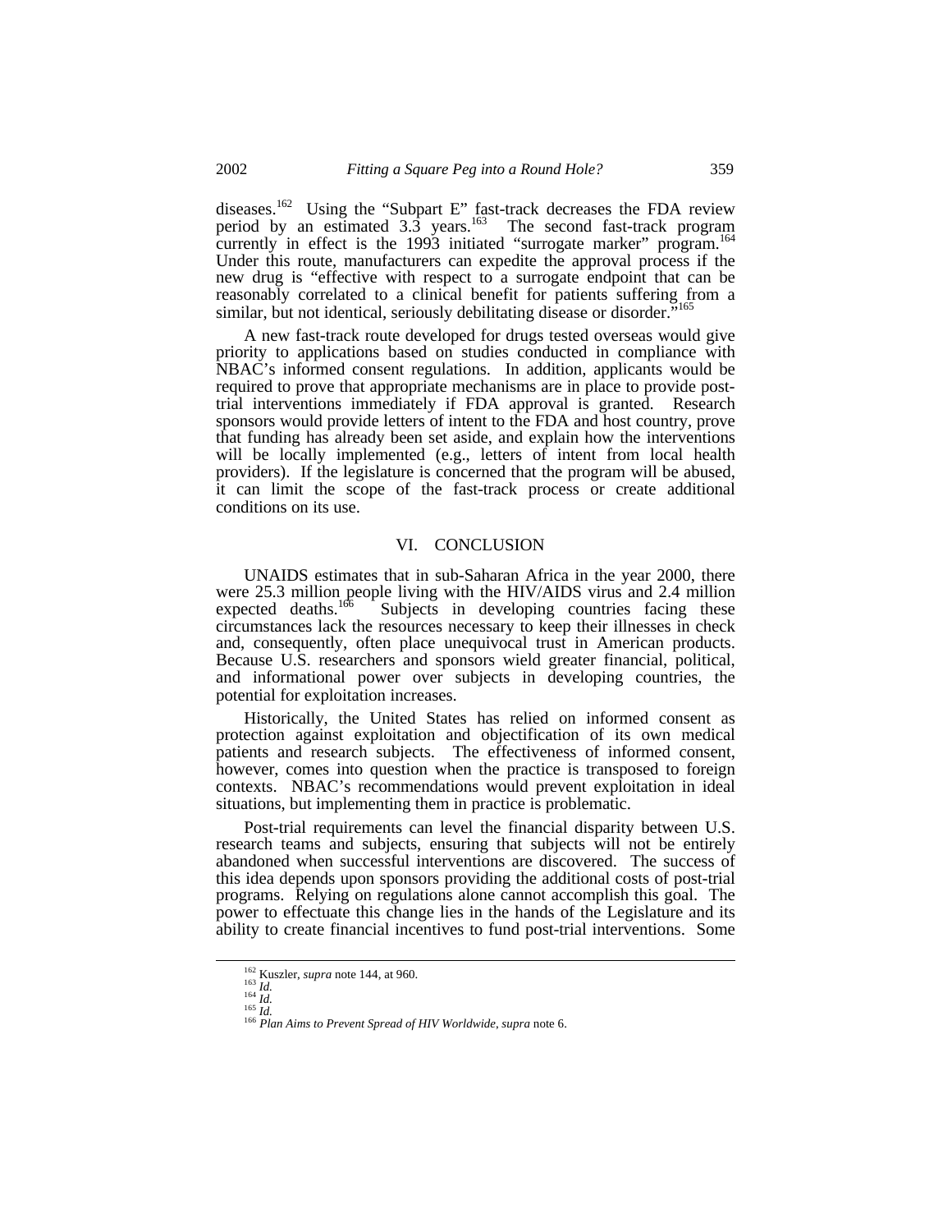diseases.[162] Using the "Subpart E" fast-track decreases the FDA review period by an estimated 3.3 years.[163] The second fast-track program currently in effect is the 1993 initiated "surrogate marker" program.[164] Under this route, manufacturers can expedite the approval process if the new drug is "effective with respect to a surrogate endpoint that can be reasonably correlated to a clinical benefit for patients suffering from a similar, but not identical, seriously debilitating disease or disorder."[165]

A new fast-track route developed for drugs tested overseas would give priority to applications based on studies conducted in compliance with NBAC's informed consent regulations. In addition, applicants would be required to prove that appropriate mechanisms are in place to provide post-trial interventions immediately if FDA approval is granted. Research sponsors would provide letters of intent to the FDA and host country, prove that funding has already been set aside, and explain how the interventions will be locally implemented (e.g., letters of intent from local health providers). If the legislature is concerned that the program will be abused, it can limit the scope of the fast-track process or create additional conditions on its use.

## VI. CONCLUSION

UNAIDS estimates that in sub-Saharan Africa in the year 2000, there were 25.3 million people living with the HIV/AIDS virus and 2.4 million expected deaths.[166] Subjects in developing countries facing these circumstances lack the resources necessary to keep their illnesses in check and, consequently, often place unequivocal trust in American products. Because U.S. researchers and sponsors wield greater financial, political, and informational power over subjects in developing countries, the potential for exploitation increases.

Historically, the United States has relied on informed consent as protection against exploitation and objectification of its own medical patients and research subjects. The effectiveness of informed consent, however, comes into question when the practice is transposed to foreign contexts. NBAC's recommendations would prevent exploitation in ideal situations, but implementing them in practice is problematic.

Post-trial requirements can level the financial disparity between U.S. research teams and subjects, ensuring that subjects will not be entirely abandoned when successful interventions are discovered. The success of this idea depends upon sponsors providing the additional costs of post-trial programs. Relying on regulations alone cannot accomplish this goal. The power to effectuate this change lies in the hands of the Legislature and its ability to create financial incentives to fund post-trial interventions. Some

---

[162] Kuszler, *supra* note 144, at 960.
[163] *Id.*
[164] *Id.*
[165] *Id.*
[166] *Plan Aims to Prevent Spread of HIV Worldwide*, *supra* note 6.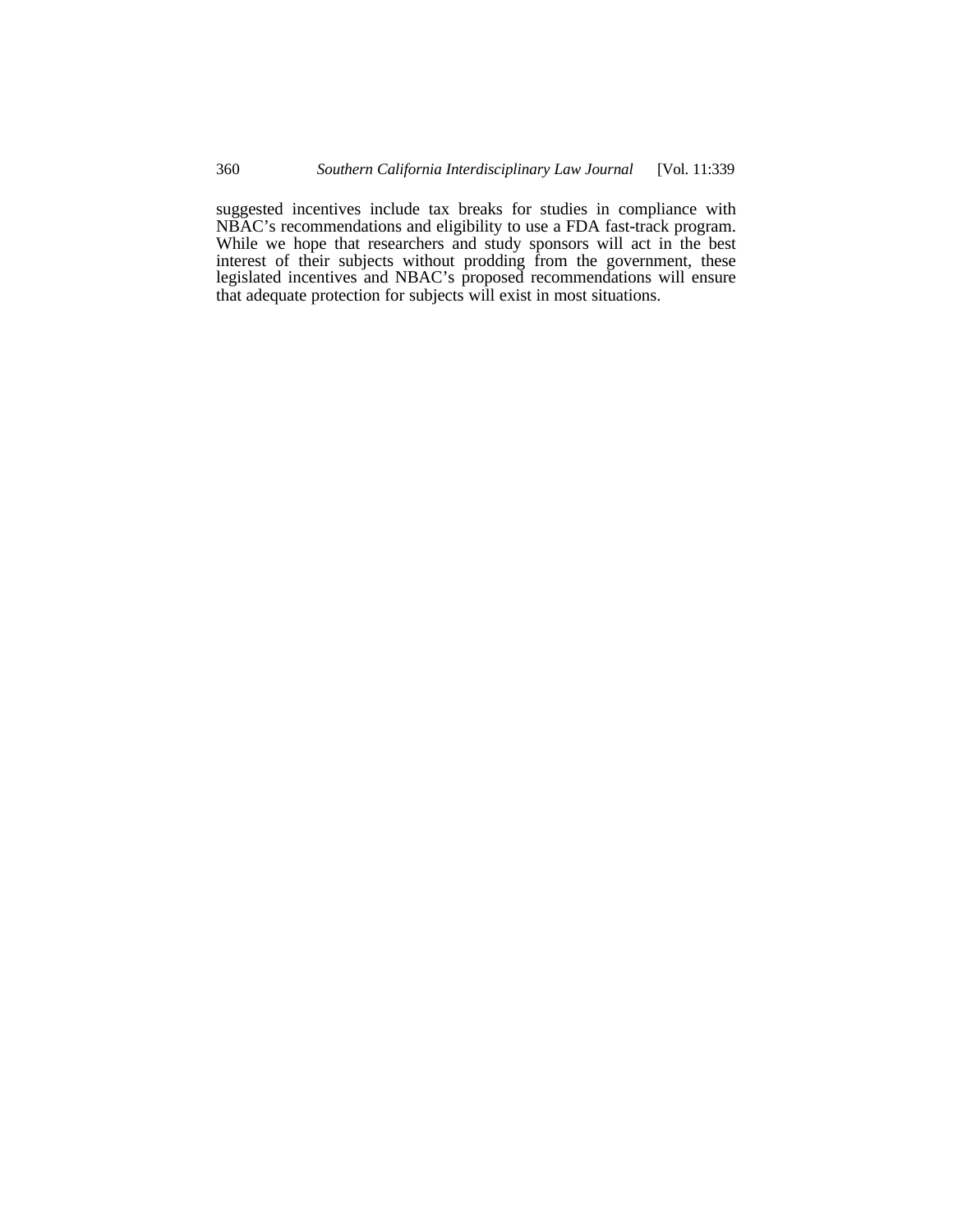suggested incentives include tax breaks for studies in compliance with NBAC's recommendations and eligibility to use a FDA fast-track program. While we hope that researchers and study sponsors will act in the best interest of their subjects without prodding from the government, these legislated incentives and NBAC's proposed recommendations will ensure that adequate protection for subjects will exist in most situations.